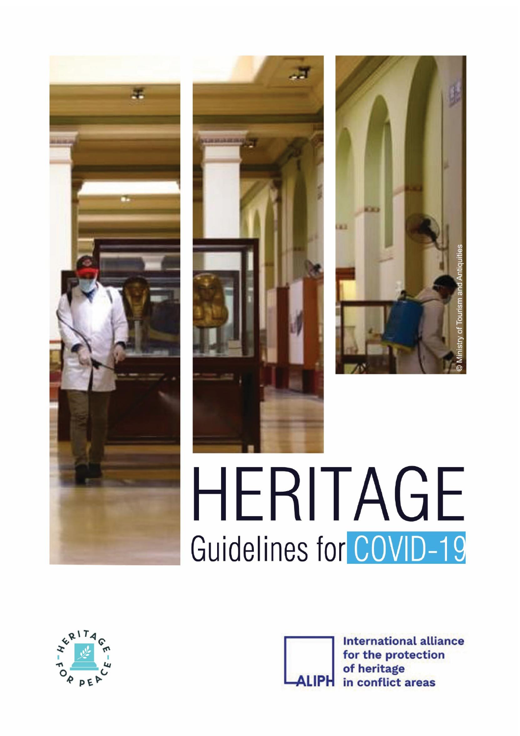© Ministry of Tourism and Antiquities

# HERITAGE

## Guidelines for COVID-19

HERITAGE FOR PEACE

ALIPH

International alliance for the protection of heritage in conflict areas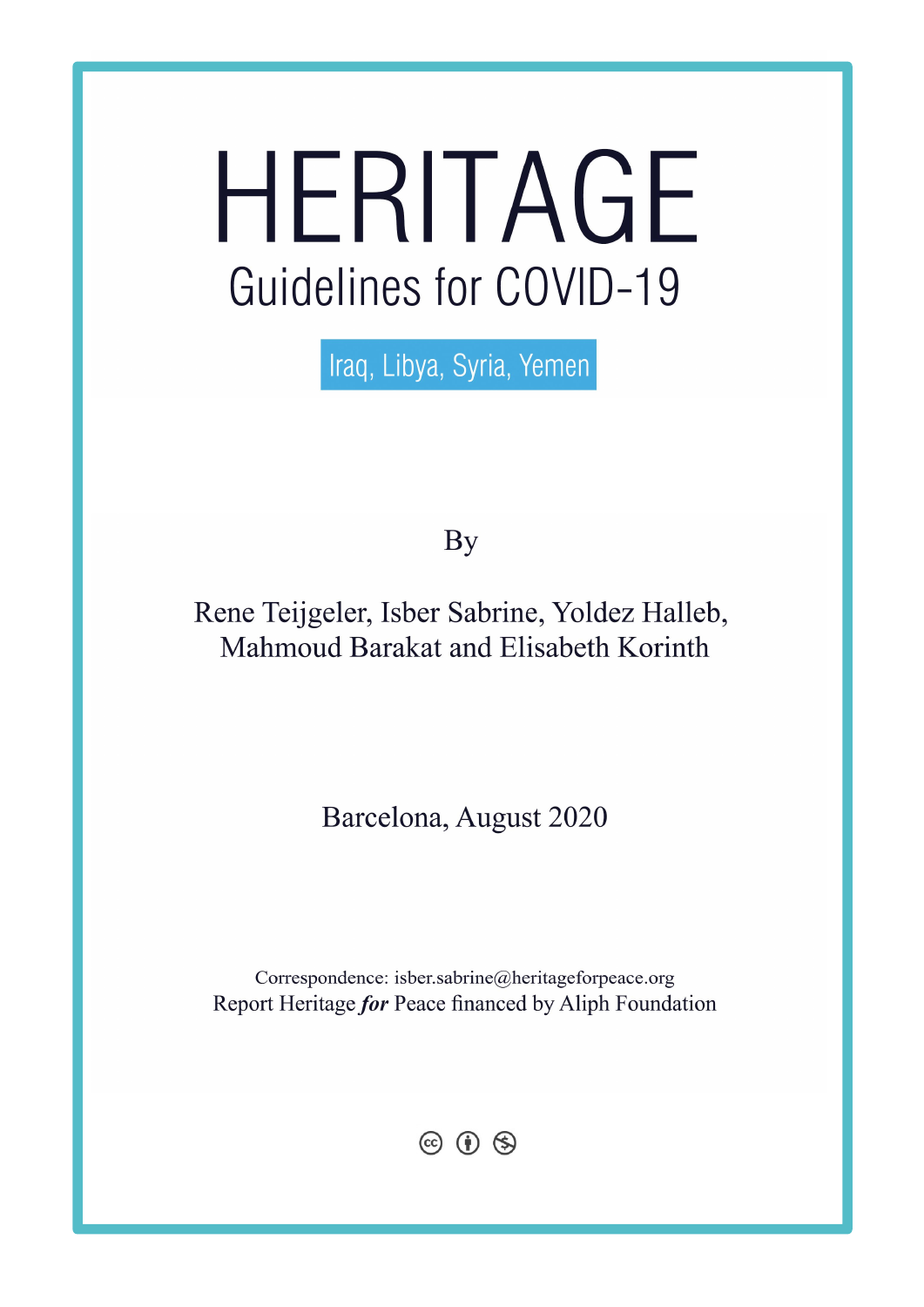# HERITAGE

## Guidelines for COVID-19

Iraq, Libya, Syria, Yemen

By

Rene Teijgeler, Isber Sabrine, Yoldez Halleb, Mahmoud Barakat and Elisabeth Korinth

Barcelona, August 2020

Correspondence: isber.sabrine@heritageforpeace.org

Report Heritage ***for*** Peace financed by Aliph Foundation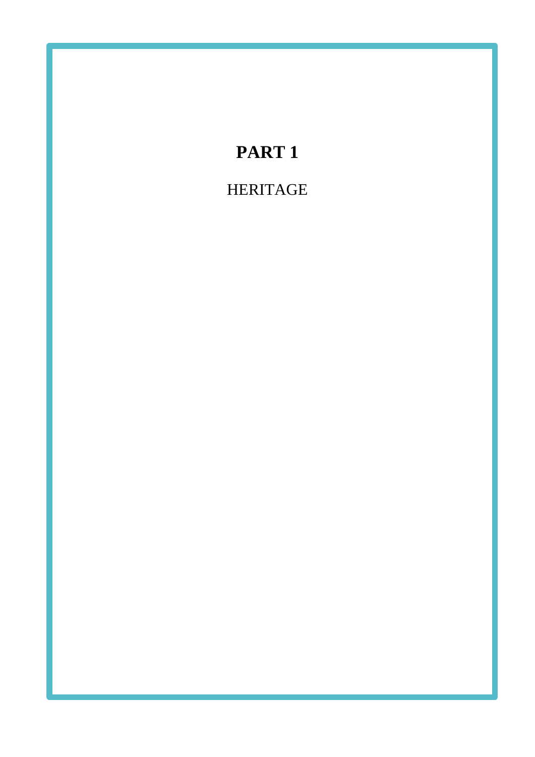# PART 1

HERITAGE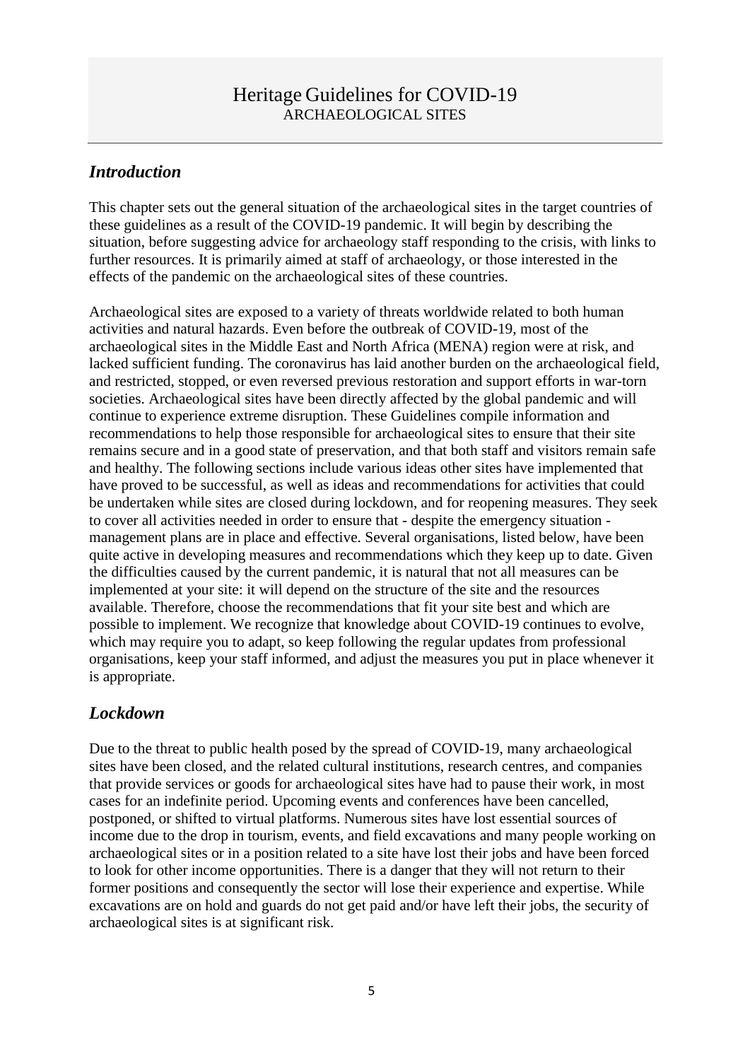# Heritage Guidelines for COVID-19

ARCHAEOLOGICAL SITES

## *Introduction*

This chapter sets out the general situation of the archaeological sites in the target countries of these guidelines as a result of the COVID-19 pandemic. It will begin by describing the situation, before suggesting advice for archaeology staff responding to the crisis, with links to further resources. It is primarily aimed at staff of archaeology, or those interested in the effects of the pandemic on the archaeological sites of these countries.

Archaeological sites are exposed to a variety of threats worldwide related to both human activities and natural hazards. Even before the outbreak of COVID-19, most of the archaeological sites in the Middle East and North Africa (MENA) region were at risk, and lacked sufficient funding. The coronavirus has laid another burden on the archaeological field, and restricted, stopped, or even reversed previous restoration and support efforts in war-torn societies. Archaeological sites have been directly affected by the global pandemic and will continue to experience extreme disruption. These Guidelines compile information and recommendations to help those responsible for archaeological sites to ensure that their site remains secure and in a good state of preservation, and that both staff and visitors remain safe and healthy. The following sections include various ideas other sites have implemented that have proved to be successful, as well as ideas and recommendations for activities that could be undertaken while sites are closed during lockdown, and for reopening measures. They seek to cover all activities needed in order to ensure that - despite the emergency situation - management plans are in place and effective. Several organisations, listed below, have been quite active in developing measures and recommendations which they keep up to date. Given the difficulties caused by the current pandemic, it is natural that not all measures can be implemented at your site: it will depend on the structure of the site and the resources available. Therefore, choose the recommendations that fit your site best and which are possible to implement. We recognize that knowledge about COVID-19 continues to evolve, which may require you to adapt, so keep following the regular updates from professional organisations, keep your staff informed, and adjust the measures you put in place whenever it is appropriate.

## *Lockdown*

Due to the threat to public health posed by the spread of COVID-19, many archaeological sites have been closed, and the related cultural institutions, research centres, and companies that provide services or goods for archaeological sites have had to pause their work, in most cases for an indefinite period. Upcoming events and conferences have been cancelled, postponed, or shifted to virtual platforms. Numerous sites have lost essential sources of income due to the drop in tourism, events, and field excavations and many people working on archaeological sites or in a position related to a site have lost their jobs and have been forced to look for other income opportunities. There is a danger that they will not return to their former positions and consequently the sector will lose their experience and expertise. While excavations are on hold and guards do not get paid and/or have left their jobs, the security of archaeological sites is at significant risk.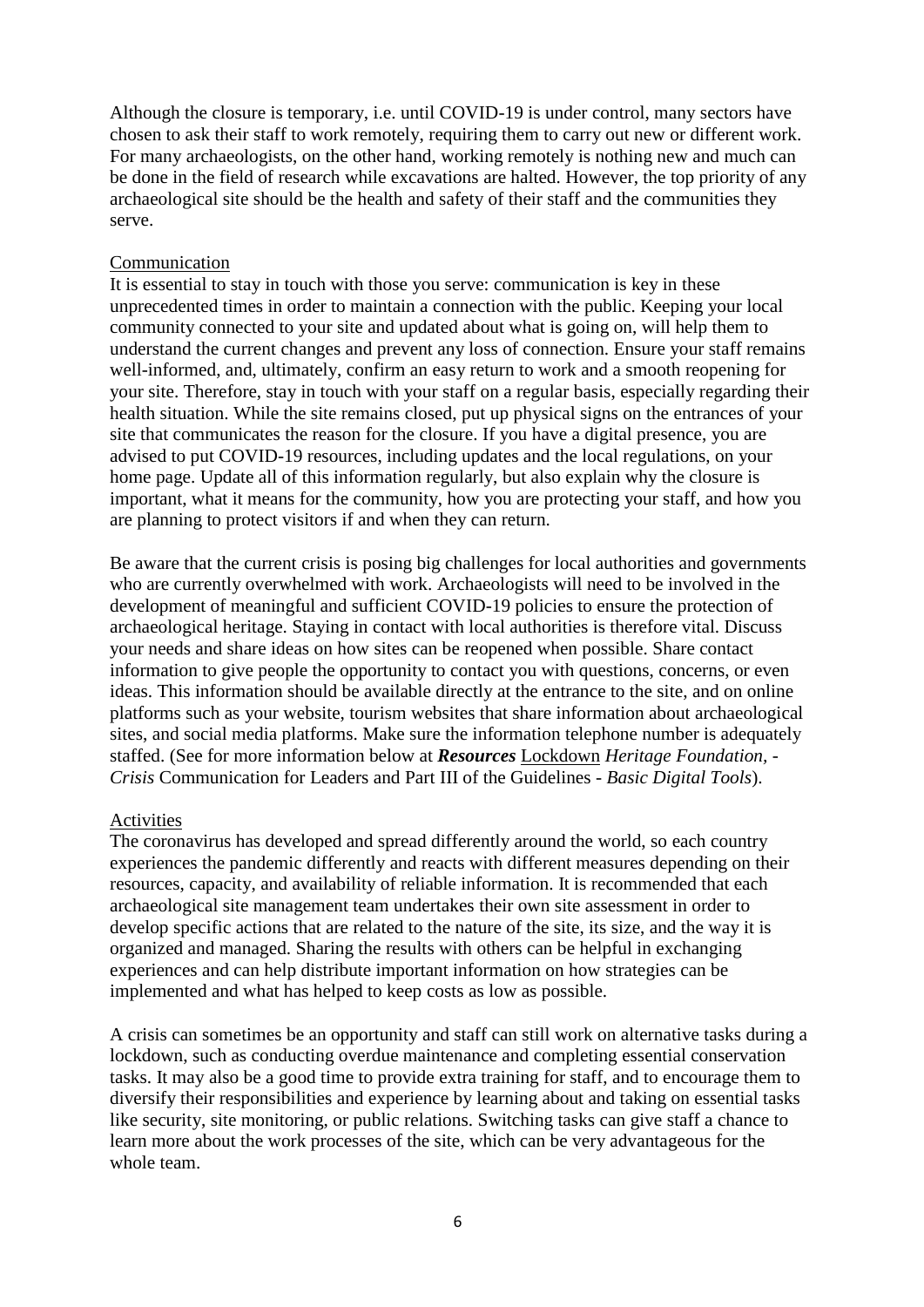Although the closure is temporary, i.e. until COVID-19 is under control, many sectors have chosen to ask their staff to work remotely, requiring them to carry out new or different work. For many archaeologists, on the other hand, working remotely is nothing new and much can be done in the field of research while excavations are halted. However, the top priority of any archaeological site should be the health and safety of their staff and the communities they serve.

<u>Communication</u>

It is essential to stay in touch with those you serve: communication is key in these unprecedented times in order to maintain a connection with the public. Keeping your local community connected to your site and updated about what is going on, will help them to understand the current changes and prevent any loss of connection. Ensure your staff remains well-informed, and, ultimately, confirm an easy return to work and a smooth reopening for your site. Therefore, stay in touch with your staff on a regular basis, especially regarding their health situation. While the site remains closed, put up physical signs on the entrances of your site that communicates the reason for the closure. If you have a digital presence, you are advised to put COVID-19 resources, including updates and the local regulations, on your home page. Update all of this information regularly, but also explain why the closure is important, what it means for the community, how you are protecting your staff, and how you are planning to protect visitors if and when they can return.

Be aware that the current crisis is posing big challenges for local authorities and governments who are currently overwhelmed with work. Archaeologists will need to be involved in the development of meaningful and sufficient COVID-19 policies to ensure the protection of archaeological heritage. Staying in contact with local authorities is therefore vital. Discuss your needs and share ideas on how sites can be reopened when possible. Share contact information to give people the opportunity to contact you with questions, concerns, or even ideas. This information should be available directly at the entrance to the site, and on online platforms such as your website, tourism websites that share information about archaeological sites, and social media platforms. Make sure the information telephone number is adequately staffed. (See for more information below at ***Resources*** <u>Lockdown</u> *Heritage Foundation*, - *Crisis* Communication for Leaders and Part III of the Guidelines - *Basic Digital Tools*).

<u>Activities</u>

The coronavirus has developed and spread differently around the world, so each country experiences the pandemic differently and reacts with different measures depending on their resources, capacity, and availability of reliable information. It is recommended that each archaeological site management team undertakes their own site assessment in order to develop specific actions that are related to the nature of the site, its size, and the way it is organized and managed. Sharing the results with others can be helpful in exchanging experiences and can help distribute important information on how strategies can be implemented and what has helped to keep costs as low as possible.

A crisis can sometimes be an opportunity and staff can still work on alternative tasks during a lockdown, such as conducting overdue maintenance and completing essential conservation tasks. It may also be a good time to provide extra training for staff, and to encourage them to diversify their responsibilities and experience by learning about and taking on essential tasks like security, site monitoring, or public relations. Switching tasks can give staff a chance to learn more about the work processes of the site, which can be very advantageous for the whole team.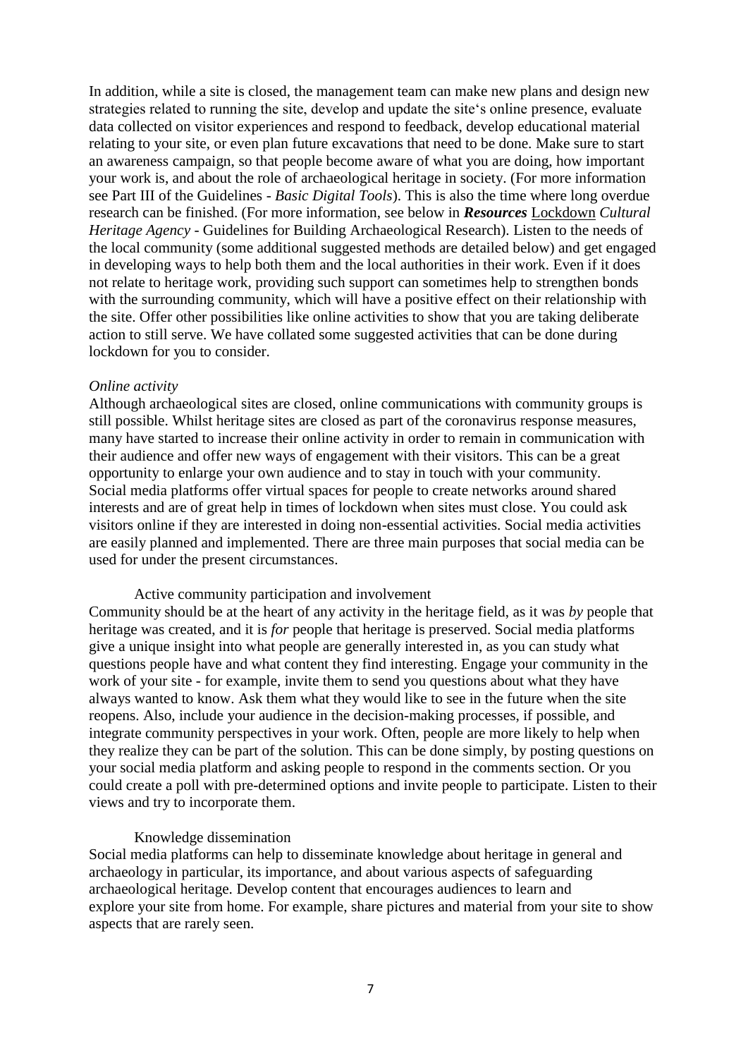In addition, while a site is closed, the management team can make new plans and design new strategies related to running the site, develop and update the site's online presence, evaluate data collected on visitor experiences and respond to feedback, develop educational material relating to your site, or even plan future excavations that need to be done. Make sure to start an awareness campaign, so that people become aware of what you are doing, how important your work is, and about the role of archaeological heritage in society. (For more information see Part III of the Guidelines - *Basic Digital Tools*). This is also the time where long overdue research can be finished. (For more information, see below in ***Resources*** Lockdown *Cultural Heritage Agency* - Guidelines for Building Archaeological Research). Listen to the needs of the local community (some additional suggested methods are detailed below) and get engaged in developing ways to help both them and the local authorities in their work. Even if it does not relate to heritage work, providing such support can sometimes help to strengthen bonds with the surrounding community, which will have a positive effect on their relationship with the site. Offer other possibilities like online activities to show that you are taking deliberate action to still serve. We have collated some suggested activities that can be done during lockdown for you to consider.

*Online activity*

Although archaeological sites are closed, online communications with community groups is still possible. Whilst heritage sites are closed as part of the coronavirus response measures, many have started to increase their online activity in order to remain in communication with their audience and offer new ways of engagement with their visitors. This can be a great opportunity to enlarge your own audience and to stay in touch with your community. Social media platforms offer virtual spaces for people to create networks around shared interests and are of great help in times of lockdown when sites must close. You could ask visitors online if they are interested in doing non-essential activities. Social media activities are easily planned and implemented. There are three main purposes that social media can be used for under the present circumstances.

Active community participation and involvement

Community should be at the heart of any activity in the heritage field, as it was *by* people that heritage was created, and it is *for* people that heritage is preserved. Social media platforms give a unique insight into what people are generally interested in, as you can study what questions people have and what content they find interesting. Engage your community in the work of your site - for example, invite them to send you questions about what they have always wanted to know. Ask them what they would like to see in the future when the site reopens. Also, include your audience in the decision-making processes, if possible, and integrate community perspectives in your work. Often, people are more likely to help when they realize they can be part of the solution. This can be done simply, by posting questions on your social media platform and asking people to respond in the comments section. Or you could create a poll with pre-determined options and invite people to participate. Listen to their views and try to incorporate them.

Knowledge dissemination

Social media platforms can help to disseminate knowledge about heritage in general and archaeology in particular, its importance, and about various aspects of safeguarding archaeological heritage. Develop content that encourages audiences to learn and explore your site from home. For example, share pictures and material from your site to show aspects that are rarely seen.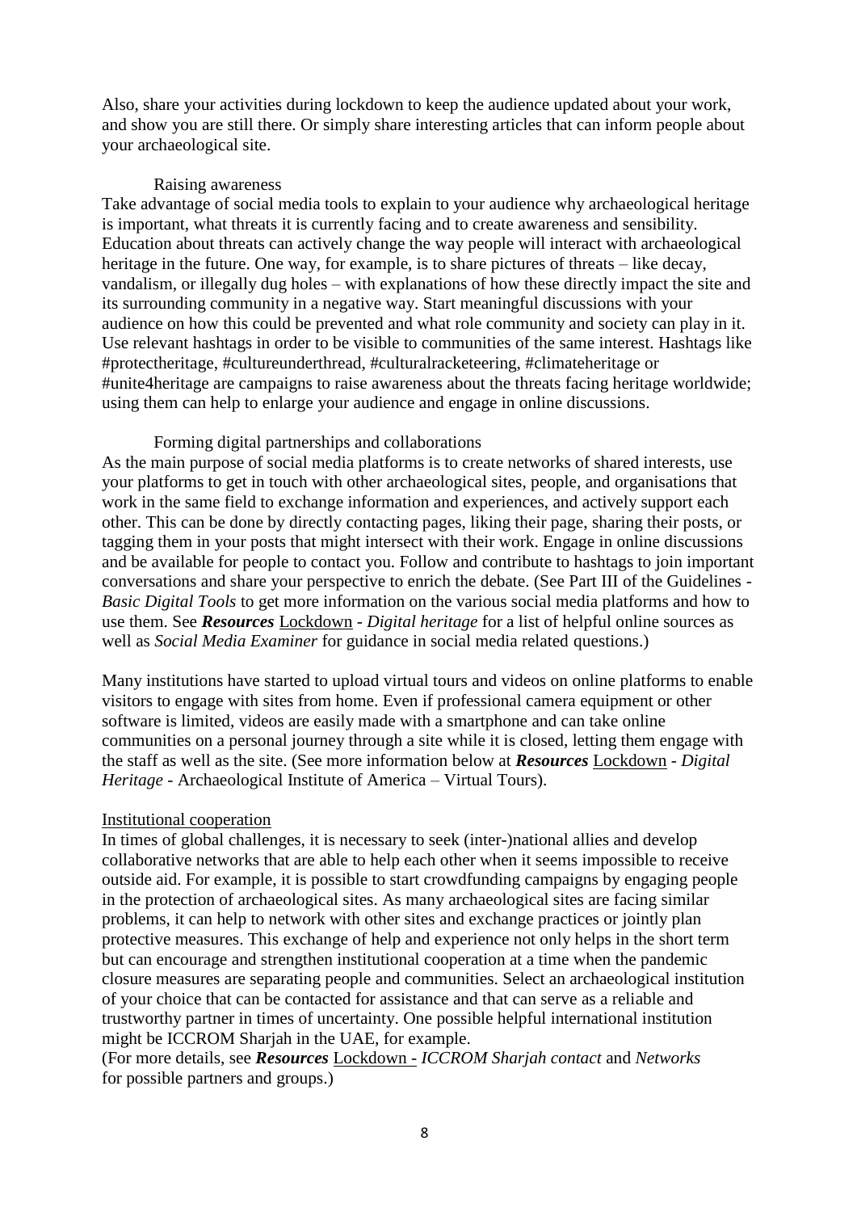Also, share your activities during lockdown to keep the audience updated about your work, and show you are still there. Or simply share interesting articles that can inform people about your archaeological site.

Raising awareness

Take advantage of social media tools to explain to your audience why archaeological heritage is important, what threats it is currently facing and to create awareness and sensibility. Education about threats can actively change the way people will interact with archaeological heritage in the future. One way, for example, is to share pictures of threats – like decay, vandalism, or illegally dug holes – with explanations of how these directly impact the site and its surrounding community in a negative way. Start meaningful discussions with your audience on how this could be prevented and what role community and society can play in it. Use relevant hashtags in order to be visible to communities of the same interest. Hashtags like #protectheritage, #cultureunderthread, #culturalracketeering, #climateheritage or #unite4heritage are campaigns to raise awareness about the threats facing heritage worldwide; using them can help to enlarge your audience and engage in online discussions.

Forming digital partnerships and collaborations

As the main purpose of social media platforms is to create networks of shared interests, use your platforms to get in touch with other archaeological sites, people, and organisations that work in the same field to exchange information and experiences, and actively support each other. This can be done by directly contacting pages, liking their page, sharing their posts, or tagging them in your posts that might intersect with their work. Engage in online discussions and be available for people to contact you. Follow and contribute to hashtags to join important conversations and share your perspective to enrich the debate. (See Part III of the Guidelines - *Basic Digital Tools* to get more information on the various social media platforms and how to use them. See ***Resources*** Lockdown - *Digital heritage* for a list of helpful online sources as well as *Social Media Examiner* for guidance in social media related questions.)

Many institutions have started to upload virtual tours and videos on online platforms to enable visitors to engage with sites from home. Even if professional camera equipment or other software is limited, videos are easily made with a smartphone and can take online communities on a personal journey through a site while it is closed, letting them engage with the staff as well as the site. (See more information below at ***Resources*** Lockdown - *Digital Heritage* - Archaeological Institute of America – Virtual Tours).

Institutional cooperation

In times of global challenges, it is necessary to seek (inter-)national allies and develop collaborative networks that are able to help each other when it seems impossible to receive outside aid. For example, it is possible to start crowdfunding campaigns by engaging people in the protection of archaeological sites. As many archaeological sites are facing similar problems, it can help to network with other sites and exchange practices or jointly plan protective measures. This exchange of help and experience not only helps in the short term but can encourage and strengthen institutional cooperation at a time when the pandemic closure measures are separating people and communities. Select an archaeological institution of your choice that can be contacted for assistance and that can serve as a reliable and trustworthy partner in times of uncertainty. One possible helpful international institution might be ICCROM Sharjah in the UAE, for example.

(For more details, see ***Resources*** Lockdown - *ICCROM Sharjah contact* and *Networks* for possible partners and groups.)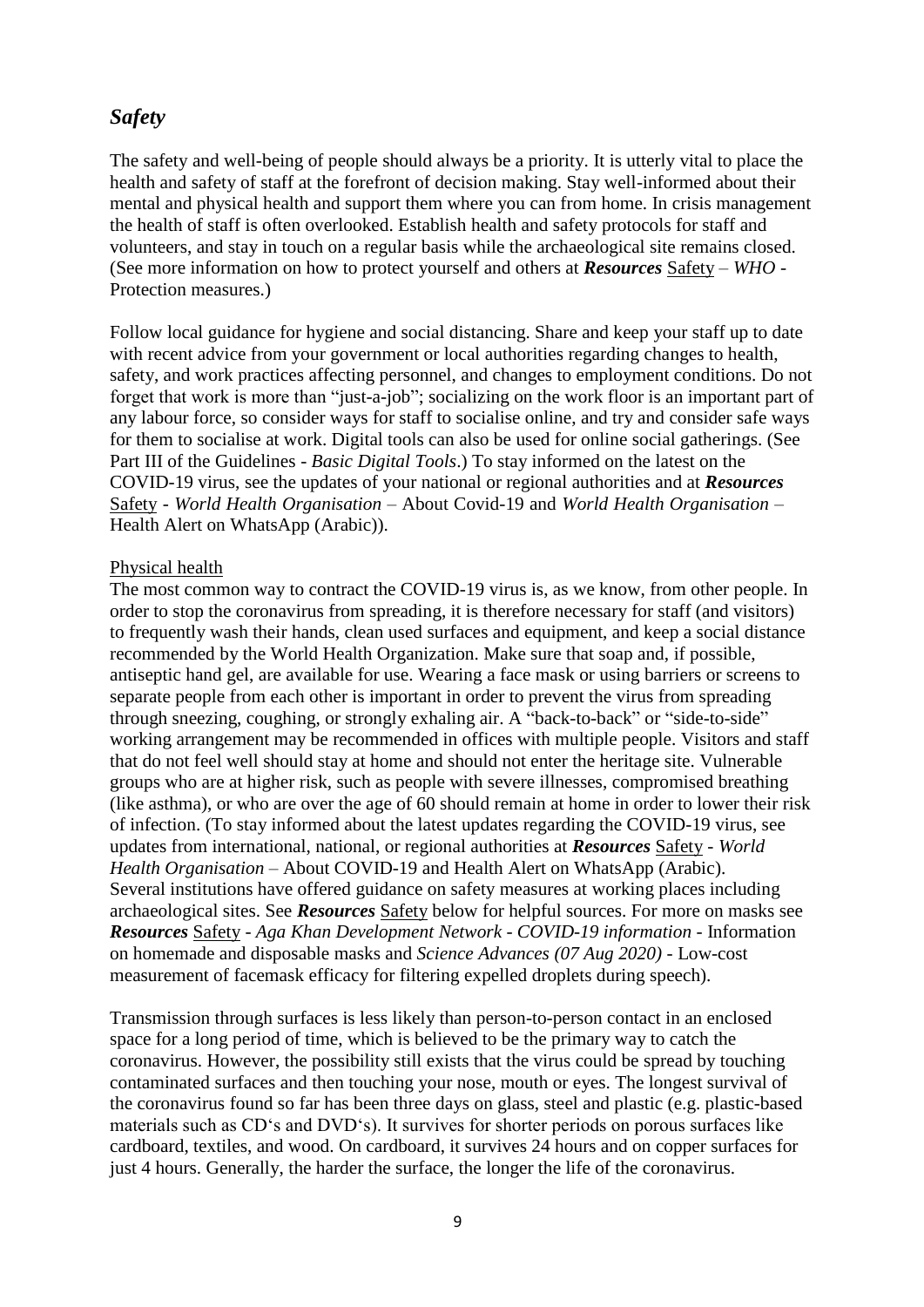## *Safety*

The safety and well-being of people should always be a priority. It is utterly vital to place the health and safety of staff at the forefront of decision making. Stay well-informed about their mental and physical health and support them where you can from home. In crisis management the health of staff is often overlooked. Establish health and safety protocols for staff and volunteers, and stay in touch on a regular basis while the archaeological site remains closed. (See more information on how to protect yourself and others at ***Resources*** Safety – *WHO* - Protection measures.)

Follow local guidance for hygiene and social distancing. Share and keep your staff up to date with recent advice from your government or local authorities regarding changes to health, safety, and work practices affecting personnel, and changes to employment conditions. Do not forget that work is more than "just-a-job"; socializing on the work floor is an important part of any labour force, so consider ways for staff to socialise online, and try and consider safe ways for them to socialise at work. Digital tools can also be used for online social gatherings. (See Part III of the Guidelines - *Basic Digital Tools*.) To stay informed on the latest on the COVID-19 virus, see the updates of your national or regional authorities and at ***Resources*** Safety - *World Health Organisation* – About Covid-19 and *World Health Organisation* – Health Alert on WhatsApp (Arabic)).

Physical health

The most common way to contract the COVID-19 virus is, as we know, from other people. In order to stop the coronavirus from spreading, it is therefore necessary for staff (and visitors) to frequently wash their hands, clean used surfaces and equipment, and keep a social distance recommended by the World Health Organization. Make sure that soap and, if possible, antiseptic hand gel, are available for use. Wearing a face mask or using barriers or screens to separate people from each other is important in order to prevent the virus from spreading through sneezing, coughing, or strongly exhaling air. A "back-to-back" or "side-to-side" working arrangement may be recommended in offices with multiple people. Visitors and staff that do not feel well should stay at home and should not enter the heritage site. Vulnerable groups who are at higher risk, such as people with severe illnesses, compromised breathing (like asthma), or who are over the age of 60 should remain at home in order to lower their risk of infection. (To stay informed about the latest updates regarding the COVID-19 virus, see updates from international, national, or regional authorities at ***Resources*** Safety - *World Health Organisation* – About COVID-19 and Health Alert on WhatsApp (Arabic). Several institutions have offered guidance on safety measures at working places including archaeological sites. See ***Resources*** Safety below for helpful sources. For more on masks see ***Resources*** Safety - *Aga Khan Development Network - COVID-19 information* - Information on homemade and disposable masks and *Science Advances (07 Aug 2020)* - Low-cost measurement of facemask efficacy for filtering expelled droplets during speech).

Transmission through surfaces is less likely than person-to-person contact in an enclosed space for a long period of time, which is believed to be the primary way to catch the coronavirus. However, the possibility still exists that the virus could be spread by touching contaminated surfaces and then touching your nose, mouth or eyes. The longest survival of the coronavirus found so far has been three days on glass, steel and plastic (e.g. plastic-based materials such as CD's and DVD's). It survives for shorter periods on porous surfaces like cardboard, textiles, and wood. On cardboard, it survives 24 hours and on copper surfaces for just 4 hours. Generally, the harder the surface, the longer the life of the coronavirus.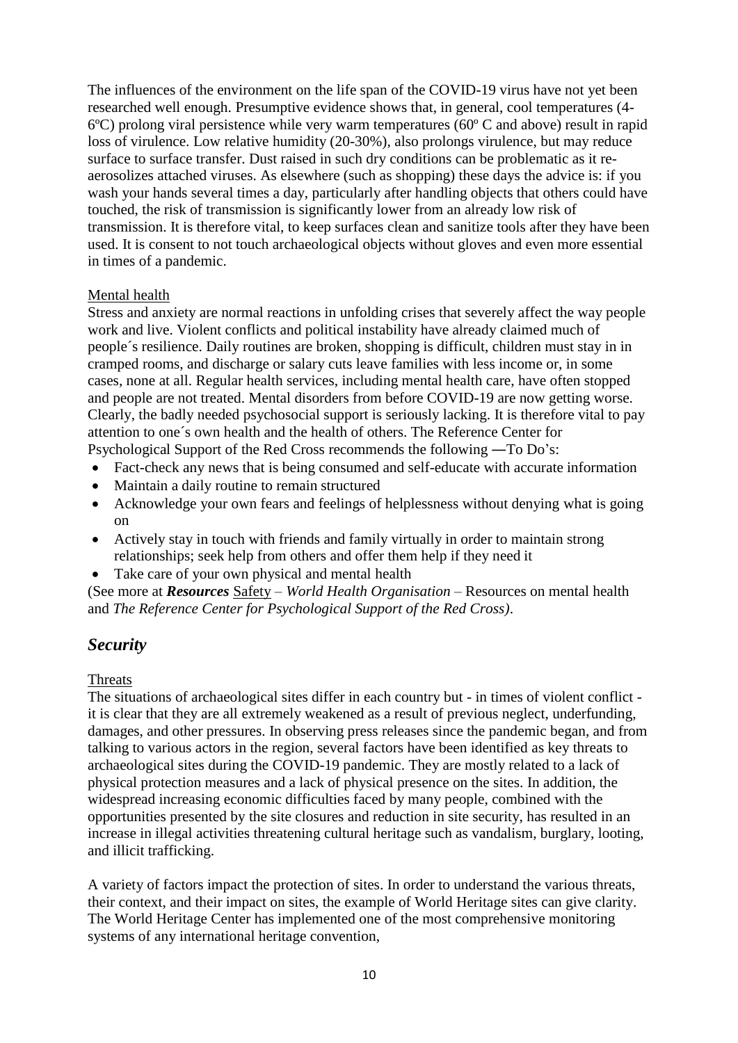The influences of the environment on the life span of the COVID-19 virus have not yet been researched well enough. Presumptive evidence shows that, in general, cool temperatures (4-6ºC) prolong viral persistence while very warm temperatures (60º C and above) result in rapid loss of virulence. Low relative humidity (20-30%), also prolongs virulence, but may reduce surface to surface transfer. Dust raised in such dry conditions can be problematic as it re-aerosolizes attached viruses. As elsewhere (such as shopping) these days the advice is: if you wash your hands several times a day, particularly after handling objects that others could have touched, the risk of transmission is significantly lower from an already low risk of transmission. It is therefore vital, to keep surfaces clean and sanitize tools after they have been used. It is consent to not touch archaeological objects without gloves and even more essential in times of a pandemic.

Mental health

Stress and anxiety are normal reactions in unfolding crises that severely affect the way people work and live. Violent conflicts and political instability have already claimed much of people´s resilience. Daily routines are broken, shopping is difficult, children must stay in in cramped rooms, and discharge or salary cuts leave families with less income or, in some cases, none at all. Regular health services, including mental health care, have often stopped and people are not treated. Mental disorders from before COVID-19 are now getting worse. Clearly, the badly needed psychosocial support is seriously lacking. It is therefore vital to pay attention to one´s own health and the health of others. The Reference Center for Psychological Support of the Red Cross recommends the following ―To Do's:

- Fact-check any news that is being consumed and self-educate with accurate information
- Maintain a daily routine to remain structured
- Acknowledge your own fears and feelings of helplessness without denying what is going on
- Actively stay in touch with friends and family virtually in order to maintain strong relationships; seek help from others and offer them help if they need it
- Take care of your own physical and mental health

(See more at ***Resources*** Safety – *World Health Organisation* – Resources on mental health and *The Reference Center for Psychological Support of the Red Cross)*.

## *Security*

Threats

The situations of archaeological sites differ in each country but - in times of violent conflict - it is clear that they are all extremely weakened as a result of previous neglect, underfunding, damages, and other pressures. In observing press releases since the pandemic began, and from talking to various actors in the region, several factors have been identified as key threats to archaeological sites during the COVID-19 pandemic. They are mostly related to a lack of physical protection measures and a lack of physical presence on the sites. In addition, the widespread increasing economic difficulties faced by many people, combined with the opportunities presented by the site closures and reduction in site security, has resulted in an increase in illegal activities threatening cultural heritage such as vandalism, burglary, looting, and illicit trafficking.

A variety of factors impact the protection of sites. In order to understand the various threats, their context, and their impact on sites, the example of World Heritage sites can give clarity. The World Heritage Center has implemented one of the most comprehensive monitoring systems of any international heritage convention,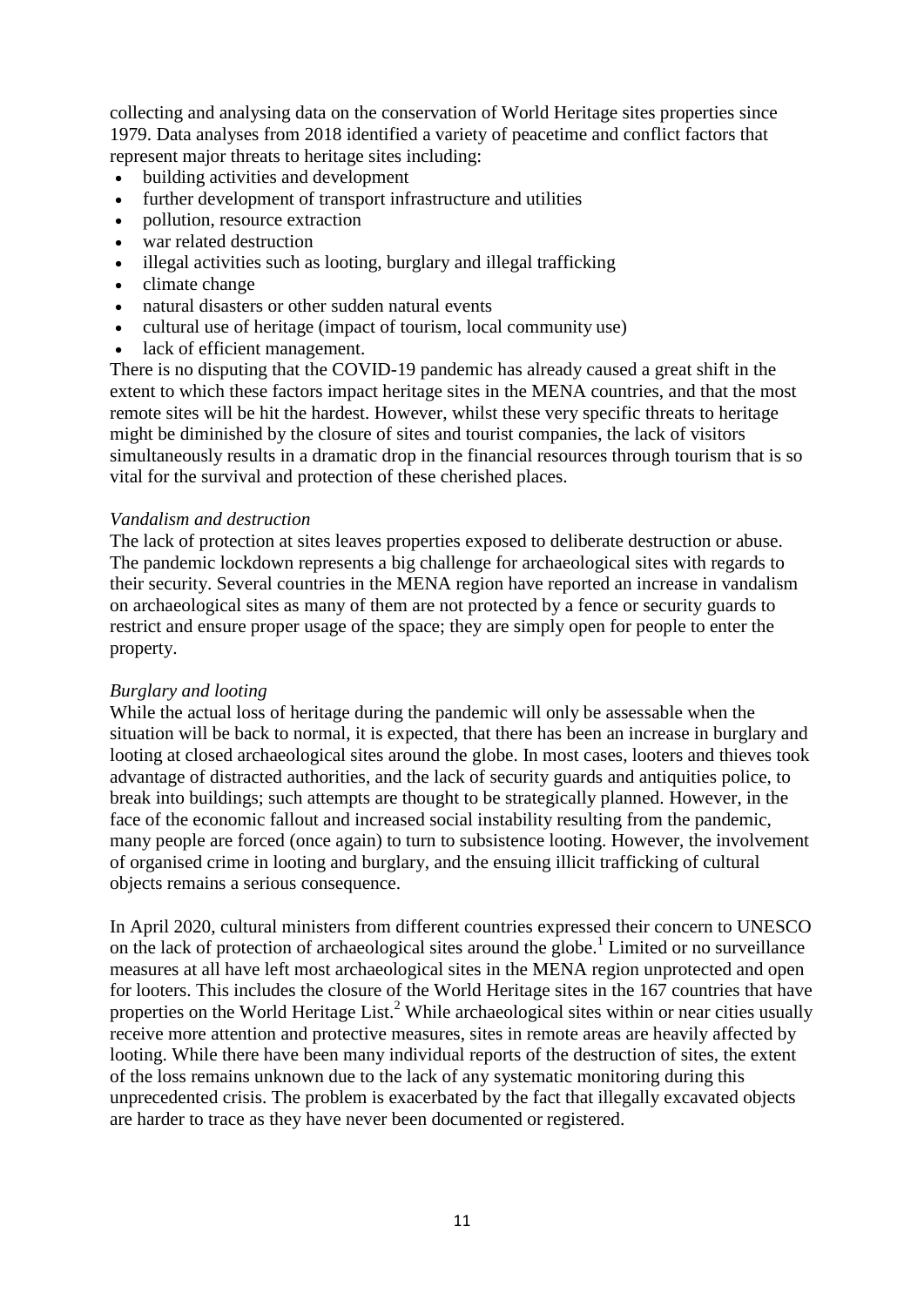collecting and analysing data on the conservation of World Heritage sites properties since 1979. Data analyses from 2018 identified a variety of peacetime and conflict factors that represent major threats to heritage sites including:

- building activities and development
- further development of transport infrastructure and utilities
- pollution, resource extraction
- war related destruction
- illegal activities such as looting, burglary and illegal trafficking
- climate change
- natural disasters or other sudden natural events
- cultural use of heritage (impact of tourism, local community use)
- lack of efficient management.

There is no disputing that the COVID-19 pandemic has already caused a great shift in the extent to which these factors impact heritage sites in the MENA countries, and that the most remote sites will be hit the hardest. However, whilst these very specific threats to heritage might be diminished by the closure of sites and tourist companies, the lack of visitors simultaneously results in a dramatic drop in the financial resources through tourism that is so vital for the survival and protection of these cherished places.

*Vandalism and destruction*

The lack of protection at sites leaves properties exposed to deliberate destruction or abuse. The pandemic lockdown represents a big challenge for archaeological sites with regards to their security. Several countries in the MENA region have reported an increase in vandalism on archaeological sites as many of them are not protected by a fence or security guards to restrict and ensure proper usage of the space; they are simply open for people to enter the property.

*Burglary and looting*

While the actual loss of heritage during the pandemic will only be assessable when the situation will be back to normal, it is expected, that there has been an increase in burglary and looting at closed archaeological sites around the globe. In most cases, looters and thieves took advantage of distracted authorities, and the lack of security guards and antiquities police, to break into buildings; such attempts are thought to be strategically planned. However, in the face of the economic fallout and increased social instability resulting from the pandemic, many people are forced (once again) to turn to subsistence looting. However, the involvement of organised crime in looting and burglary, and the ensuing illicit trafficking of cultural objects remains a serious consequence.

In April 2020, cultural ministers from different countries expressed their concern to UNESCO on the lack of protection of archaeological sites around the globe.[1] Limited or no surveillance measures at all have left most archaeological sites in the MENA region unprotected and open for looters. This includes the closure of the World Heritage sites in the 167 countries that have properties on the World Heritage List.[2] While archaeological sites within or near cities usually receive more attention and protective measures, sites in remote areas are heavily affected by looting. While there have been many individual reports of the destruction of sites, the extent of the loss remains unknown due to the lack of any systematic monitoring during this unprecedented crisis. The problem is exacerbated by the fact that illegally excavated objects are harder to trace as they have never been documented or registered.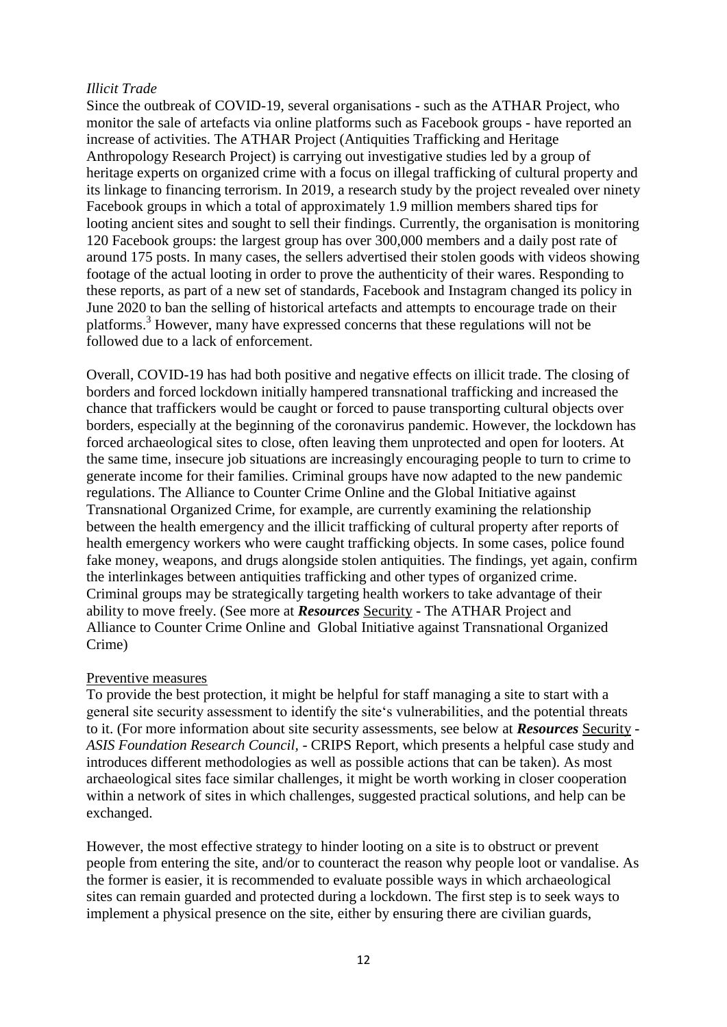*Illicit Trade*

Since the outbreak of COVID-19, several organisations - such as the ATHAR Project, who monitor the sale of artefacts via online platforms such as Facebook groups - have reported an increase of activities. The ATHAR Project (Antiquities Trafficking and Heritage Anthropology Research Project) is carrying out investigative studies led by a group of heritage experts on organized crime with a focus on illegal trafficking of cultural property and its linkage to financing terrorism. In 2019, a research study by the project revealed over ninety Facebook groups in which a total of approximately 1.9 million members shared tips for looting ancient sites and sought to sell their findings. Currently, the organisation is monitoring 120 Facebook groups: the largest group has over 300,000 members and a daily post rate of around 175 posts. In many cases, the sellers advertised their stolen goods with videos showing footage of the actual looting in order to prove the authenticity of their wares. Responding to these reports, as part of a new set of standards, Facebook and Instagram changed its policy in June 2020 to ban the selling of historical artefacts and attempts to encourage trade on their platforms.[3] However, many have expressed concerns that these regulations will not be followed due to a lack of enforcement.

Overall, COVID-19 has had both positive and negative effects on illicit trade. The closing of borders and forced lockdown initially hampered transnational trafficking and increased the chance that traffickers would be caught or forced to pause transporting cultural objects over borders, especially at the beginning of the coronavirus pandemic. However, the lockdown has forced archaeological sites to close, often leaving them unprotected and open for looters. At the same time, insecure job situations are increasingly encouraging people to turn to crime to generate income for their families. Criminal groups have now adapted to the new pandemic regulations. The Alliance to Counter Crime Online and the Global Initiative against Transnational Organized Crime, for example, are currently examining the relationship between the health emergency and the illicit trafficking of cultural property after reports of health emergency workers who were caught trafficking objects. In some cases, police found fake money, weapons, and drugs alongside stolen antiquities. The findings, yet again, confirm the interlinkages between antiquities trafficking and other types of organized crime. Criminal groups may be strategically targeting health workers to take advantage of their ability to move freely. (See more at ***Resources*** Security - The ATHAR Project and Alliance to Counter Crime Online and Global Initiative against Transnational Organized Crime)

Preventive measures

To provide the best protection, it might be helpful for staff managing a site to start with a general site security assessment to identify the site's vulnerabilities, and the potential threats to it. (For more information about site security assessments, see below at ***Resources*** Security - *ASIS Foundation Research Council*, - CRIPS Report, which presents a helpful case study and introduces different methodologies as well as possible actions that can be taken). As most archaeological sites face similar challenges, it might be worth working in closer cooperation within a network of sites in which challenges, suggested practical solutions, and help can be exchanged.

However, the most effective strategy to hinder looting on a site is to obstruct or prevent people from entering the site, and/or to counteract the reason why people loot or vandalise. As the former is easier, it is recommended to evaluate possible ways in which archaeological sites can remain guarded and protected during a lockdown. The first step is to seek ways to implement a physical presence on the site, either by ensuring there are civilian guards,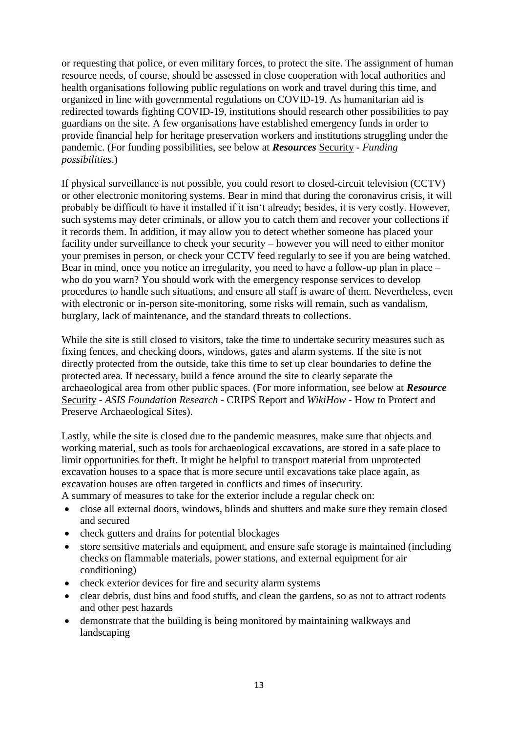or requesting that police, or even military forces, to protect the site. The assignment of human resource needs, of course, should be assessed in close cooperation with local authorities and health organisations following public regulations on work and travel during this time, and organized in line with governmental regulations on COVID-19. As humanitarian aid is redirected towards fighting COVID-19, institutions should research other possibilities to pay guardians on the site. A few organisations have established emergency funds in order to provide financial help for heritage preservation workers and institutions struggling under the pandemic. (For funding possibilities, see below at ***Resources*** Security - *Funding possibilities*.)

If physical surveillance is not possible, you could resort to closed-circuit television (CCTV) or other electronic monitoring systems. Bear in mind that during the coronavirus crisis, it will probably be difficult to have it installed if it isn't already; besides, it is very costly. However, such systems may deter criminals, or allow you to catch them and recover your collections if it records them. In addition, it may allow you to detect whether someone has placed your facility under surveillance to check your security – however you will need to either monitor your premises in person, or check your CCTV feed regularly to see if you are being watched. Bear in mind, once you notice an irregularity, you need to have a follow-up plan in place – who do you warn? You should work with the emergency response services to develop procedures to handle such situations, and ensure all staff is aware of them. Nevertheless, even with electronic or in-person site-monitoring, some risks will remain, such as vandalism, burglary, lack of maintenance, and the standard threats to collections.

While the site is still closed to visitors, take the time to undertake security measures such as fixing fences, and checking doors, windows, gates and alarm systems. If the site is not directly protected from the outside, take this time to set up clear boundaries to define the protected area. If necessary, build a fence around the site to clearly separate the archaeological area from other public spaces. (For more information, see below at ***Resource*** Security - *ASIS Foundation Research* - CRIPS Report and *WikiHow* - How to Protect and Preserve Archaeological Sites).

Lastly, while the site is closed due to the pandemic measures, make sure that objects and working material, such as tools for archaeological excavations, are stored in a safe place to limit opportunities for theft. It might be helpful to transport material from unprotected excavation houses to a space that is more secure until excavations take place again, as excavation houses are often targeted in conflicts and times of insecurity.
A summary of measures to take for the exterior include a regular check on:

- close all external doors, windows, blinds and shutters and make sure they remain closed and secured
- check gutters and drains for potential blockages
- store sensitive materials and equipment, and ensure safe storage is maintained (including checks on flammable materials, power stations, and external equipment for air conditioning)
- check exterior devices for fire and security alarm systems
- clear debris, dust bins and food stuffs, and clean the gardens, so as not to attract rodents and other pest hazards
- demonstrate that the building is being monitored by maintaining walkways and landscaping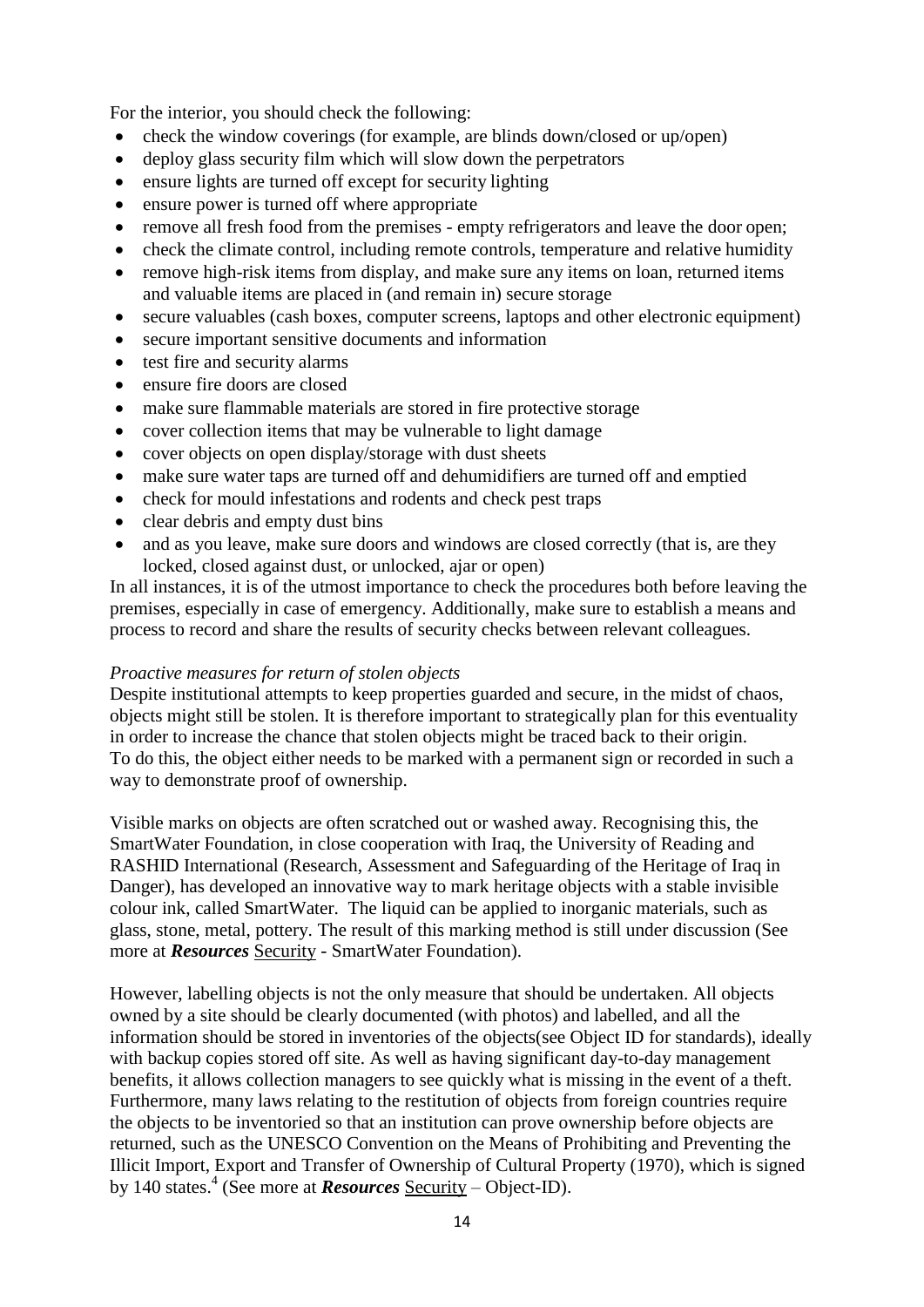For the interior, you should check the following:

- check the window coverings (for example, are blinds down/closed or up/open)
- deploy glass security film which will slow down the perpetrators
- ensure lights are turned off except for security lighting
- ensure power is turned off where appropriate
- remove all fresh food from the premises - empty refrigerators and leave the door open;
- check the climate control, including remote controls, temperature and relative humidity
- remove high-risk items from display, and make sure any items on loan, returned items and valuable items are placed in (and remain in) secure storage
- secure valuables (cash boxes, computer screens, laptops and other electronic equipment)
- secure important sensitive documents and information
- test fire and security alarms
- ensure fire doors are closed
- make sure flammable materials are stored in fire protective storage
- cover collection items that may be vulnerable to light damage
- cover objects on open display/storage with dust sheets
- make sure water taps are turned off and dehumidifiers are turned off and emptied
- check for mould infestations and rodents and check pest traps
- clear debris and empty dust bins
- and as you leave, make sure doors and windows are closed correctly (that is, are they locked, closed against dust, or unlocked, ajar or open)

In all instances, it is of the utmost importance to check the procedures both before leaving the premises, especially in case of emergency. Additionally, make sure to establish a means and process to record and share the results of security checks between relevant colleagues.

*Proactive measures for return of stolen objects*

Despite institutional attempts to keep properties guarded and secure, in the midst of chaos, objects might still be stolen. It is therefore important to strategically plan for this eventuality in order to increase the chance that stolen objects might be traced back to their origin. To do this, the object either needs to be marked with a permanent sign or recorded in such a way to demonstrate proof of ownership.

Visible marks on objects are often scratched out or washed away. Recognising this, the SmartWater Foundation, in close cooperation with Iraq, the University of Reading and RASHID International (Research, Assessment and Safeguarding of the Heritage of Iraq in Danger), has developed an innovative way to mark heritage objects with a stable invisible colour ink, called SmartWater. The liquid can be applied to inorganic materials, such as glass, stone, metal, pottery. The result of this marking method is still under discussion (See more at ***Resources*** Security - SmartWater Foundation).

However, labelling objects is not the only measure that should be undertaken. All objects owned by a site should be clearly documented (with photos) and labelled, and all the information should be stored in inventories of the objects(see Object ID for standards), ideally with backup copies stored off site. As well as having significant day-to-day management benefits, it allows collection managers to see quickly what is missing in the event of a theft. Furthermore, many laws relating to the restitution of objects from foreign countries require the objects to be inventoried so that an institution can prove ownership before objects are returned, such as the UNESCO Convention on the Means of Prohibiting and Preventing the Illicit Import, Export and Transfer of Ownership of Cultural Property (1970), which is signed by 140 states.[4] (See more at ***Resources*** Security – Object-ID).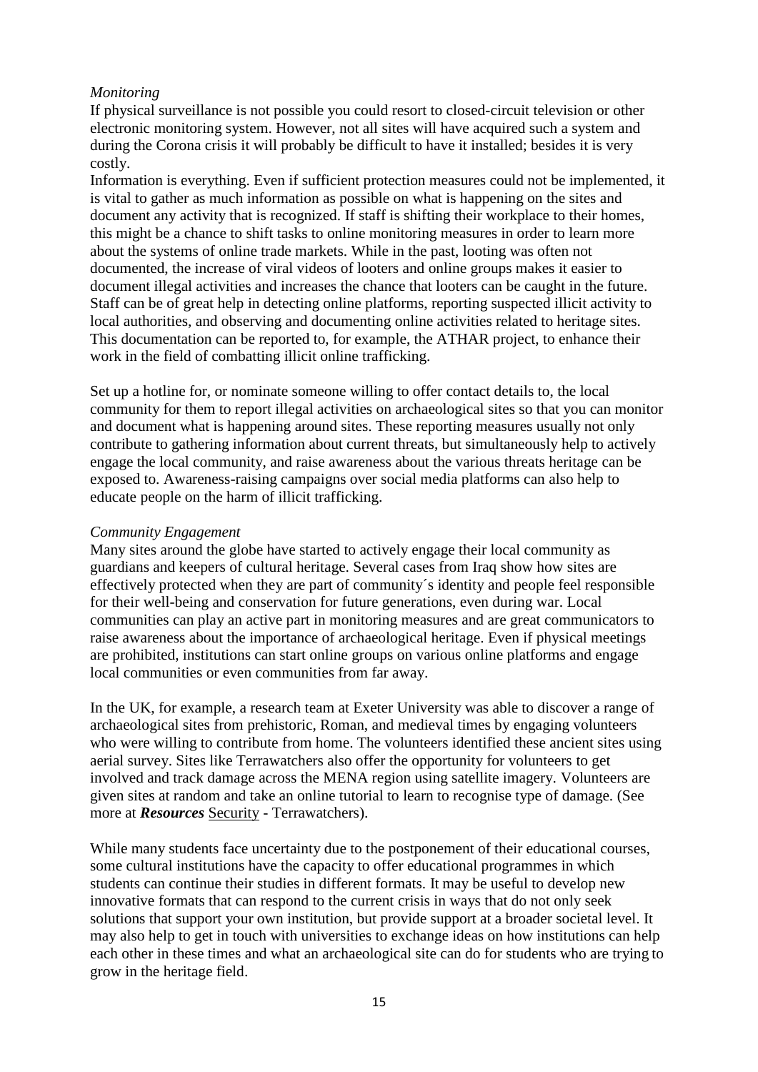*Monitoring*

If physical surveillance is not possible you could resort to closed-circuit television or other electronic monitoring system. However, not all sites will have acquired such a system and during the Corona crisis it will probably be difficult to have it installed; besides it is very costly.

Information is everything. Even if sufficient protection measures could not be implemented, it is vital to gather as much information as possible on what is happening on the sites and document any activity that is recognized. If staff is shifting their workplace to their homes, this might be a chance to shift tasks to online monitoring measures in order to learn more about the systems of online trade markets. While in the past, looting was often not documented, the increase of viral videos of looters and online groups makes it easier to document illegal activities and increases the chance that looters can be caught in the future. Staff can be of great help in detecting online platforms, reporting suspected illicit activity to local authorities, and observing and documenting online activities related to heritage sites. This documentation can be reported to, for example, the ATHAR project, to enhance their work in the field of combatting illicit online trafficking.

Set up a hotline for, or nominate someone willing to offer contact details to, the local community for them to report illegal activities on archaeological sites so that you can monitor and document what is happening around sites. These reporting measures usually not only contribute to gathering information about current threats, but simultaneously help to actively engage the local community, and raise awareness about the various threats heritage can be exposed to. Awareness-raising campaigns over social media platforms can also help to educate people on the harm of illicit trafficking.

*Community Engagement*

Many sites around the globe have started to actively engage their local community as guardians and keepers of cultural heritage. Several cases from Iraq show how sites are effectively protected when they are part of community´s identity and people feel responsible for their well-being and conservation for future generations, even during war. Local communities can play an active part in monitoring measures and are great communicators to raise awareness about the importance of archaeological heritage. Even if physical meetings are prohibited, institutions can start online groups on various online platforms and engage local communities or even communities from far away.

In the UK, for example, a research team at Exeter University was able to discover a range of archaeological sites from prehistoric, Roman, and medieval times by engaging volunteers who were willing to contribute from home. The volunteers identified these ancient sites using aerial survey. Sites like Terrawatchers also offer the opportunity for volunteers to get involved and track damage across the MENA region using satellite imagery. Volunteers are given sites at random and take an online tutorial to learn to recognise type of damage. (See more at ***Resources*** Security - Terrawatchers).

While many students face uncertainty due to the postponement of their educational courses, some cultural institutions have the capacity to offer educational programmes in which students can continue their studies in different formats. It may be useful to develop new innovative formats that can respond to the current crisis in ways that do not only seek solutions that support your own institution, but provide support at a broader societal level. It may also help to get in touch with universities to exchange ideas on how institutions can help each other in these times and what an archaeological site can do for students who are trying to grow in the heritage field.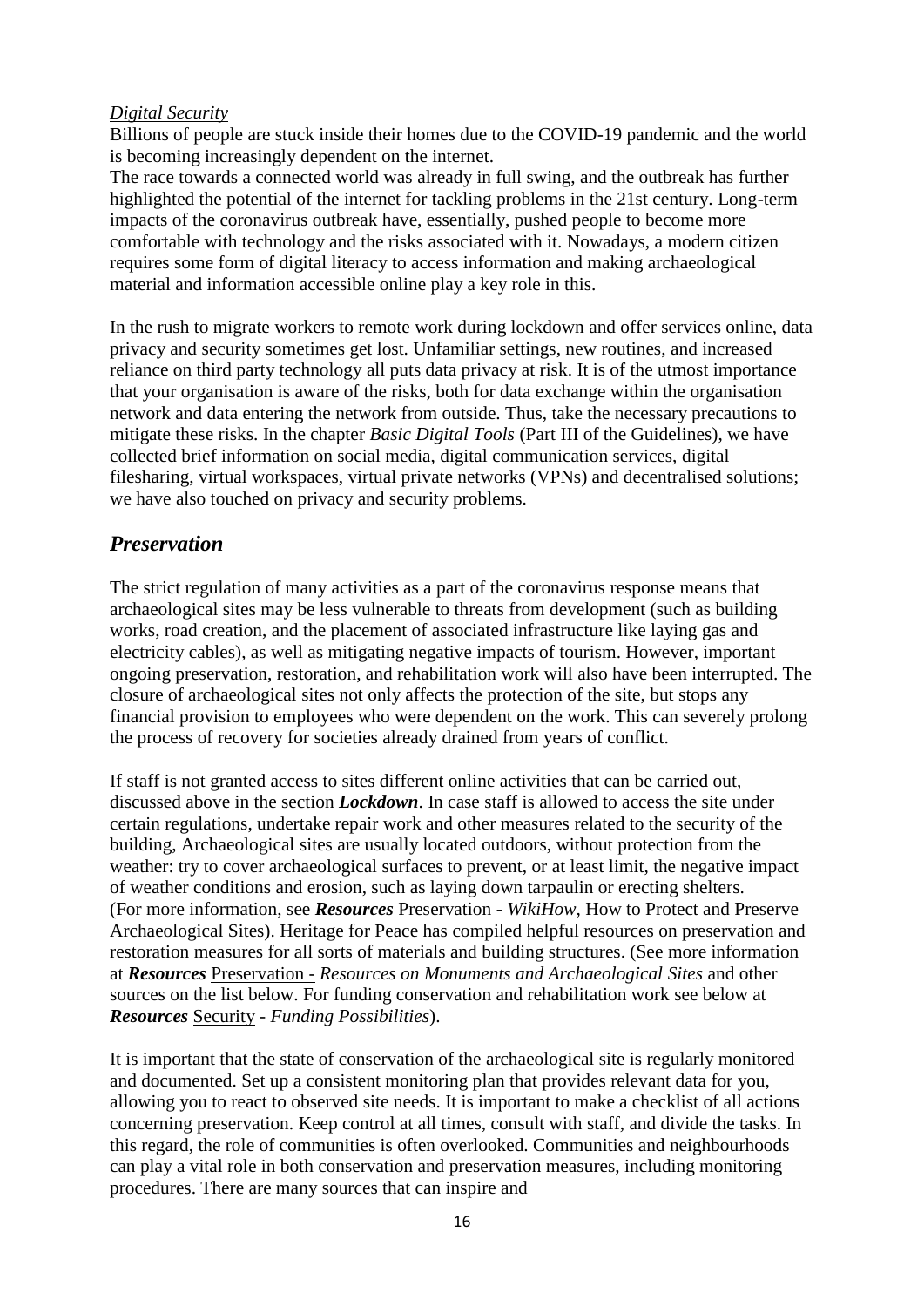*Digital Security*

Billions of people are stuck inside their homes due to the COVID-19 pandemic and the world is becoming increasingly dependent on the internet.

The race towards a connected world was already in full swing, and the outbreak has further highlighted the potential of the internet for tackling problems in the 21st century. Long-term impacts of the coronavirus outbreak have, essentially, pushed people to become more comfortable with technology and the risks associated with it. Nowadays, a modern citizen requires some form of digital literacy to access information and making archaeological material and information accessible online play a key role in this.

In the rush to migrate workers to remote work during lockdown and offer services online, data privacy and security sometimes get lost. Unfamiliar settings, new routines, and increased reliance on third party technology all puts data privacy at risk. It is of the utmost importance that your organisation is aware of the risks, both for data exchange within the organisation network and data entering the network from outside. Thus, take the necessary precautions to mitigate these risks. In the chapter *Basic Digital Tools* (Part III of the Guidelines), we have collected brief information on social media, digital communication services, digital filesharing, virtual workspaces, virtual private networks (VPNs) and decentralised solutions; we have also touched on privacy and security problems.

## *Preservation*

The strict regulation of many activities as a part of the coronavirus response means that archaeological sites may be less vulnerable to threats from development (such as building works, road creation, and the placement of associated infrastructure like laying gas and electricity cables), as well as mitigating negative impacts of tourism. However, important ongoing preservation, restoration, and rehabilitation work will also have been interrupted. The closure of archaeological sites not only affects the protection of the site, but stops any financial provision to employees who were dependent on the work. This can severely prolong the process of recovery for societies already drained from years of conflict.

If staff is not granted access to sites different online activities that can be carried out, discussed above in the section ***Lockdown***. In case staff is allowed to access the site under certain regulations, undertake repair work and other measures related to the security of the building, Archaeological sites are usually located outdoors, without protection from the weather: try to cover archaeological surfaces to prevent, or at least limit, the negative impact of weather conditions and erosion, such as laying down tarpaulin or erecting shelters. (For more information, see ***Resources*** Preservation - *WikiHow*, How to Protect and Preserve Archaeological Sites). Heritage for Peace has compiled helpful resources on preservation and restoration measures for all sorts of materials and building structures. (See more information at ***Resources*** Preservation - *Resources on Monuments and Archaeological Sites* and other sources on the list below. For funding conservation and rehabilitation work see below at ***Resources*** Security - *Funding Possibilities*).

It is important that the state of conservation of the archaeological site is regularly monitored and documented. Set up a consistent monitoring plan that provides relevant data for you, allowing you to react to observed site needs. It is important to make a checklist of all actions concerning preservation. Keep control at all times, consult with staff, and divide the tasks. In this regard, the role of communities is often overlooked. Communities and neighbourhoods can play a vital role in both conservation and preservation measures, including monitoring procedures. There are many sources that can inspire and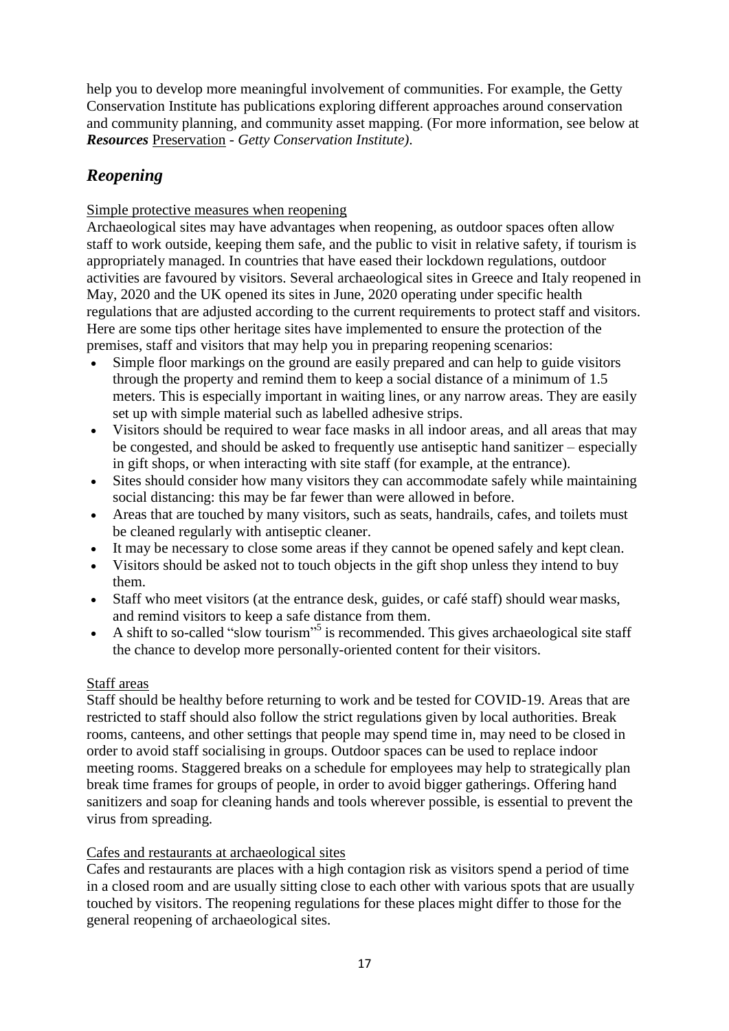help you to develop more meaningful involvement of communities. For example, the Getty Conservation Institute has publications exploring different approaches around conservation and community planning, and community asset mapping. (For more information, see below at ***Resources*** Preservation - *Getty Conservation Institute)*.

## *Reopening*

Simple protective measures when reopening

Archaeological sites may have advantages when reopening, as outdoor spaces often allow staff to work outside, keeping them safe, and the public to visit in relative safety, if tourism is appropriately managed. In countries that have eased their lockdown regulations, outdoor activities are favoured by visitors. Several archaeological sites in Greece and Italy reopened in May, 2020 and the UK opened its sites in June, 2020 operating under specific health regulations that are adjusted according to the current requirements to protect staff and visitors. Here are some tips other heritage sites have implemented to ensure the protection of the premises, staff and visitors that may help you in preparing reopening scenarios:

- Simple floor markings on the ground are easily prepared and can help to guide visitors through the property and remind them to keep a social distance of a minimum of 1.5 meters. This is especially important in waiting lines, or any narrow areas. They are easily set up with simple material such as labelled adhesive strips.
- Visitors should be required to wear face masks in all indoor areas, and all areas that may be congested, and should be asked to frequently use antiseptic hand sanitizer – especially in gift shops, or when interacting with site staff (for example, at the entrance).
- Sites should consider how many visitors they can accommodate safely while maintaining social distancing: this may be far fewer than were allowed in before.
- Areas that are touched by many visitors, such as seats, handrails, cafes, and toilets must be cleaned regularly with antiseptic cleaner.
- It may be necessary to close some areas if they cannot be opened safely and kept clean.
- Visitors should be asked not to touch objects in the gift shop unless they intend to buy them.
- Staff who meet visitors (at the entrance desk, guides, or café staff) should wear masks, and remind visitors to keep a safe distance from them.
- A shift to so-called "slow tourism"[5] is recommended. This gives archaeological site staff the chance to develop more personally-oriented content for their visitors.

Staff areas

Staff should be healthy before returning to work and be tested for COVID-19. Areas that are restricted to staff should also follow the strict regulations given by local authorities. Break rooms, canteens, and other settings that people may spend time in, may need to be closed in order to avoid staff socialising in groups. Outdoor spaces can be used to replace indoor meeting rooms. Staggered breaks on a schedule for employees may help to strategically plan break time frames for groups of people, in order to avoid bigger gatherings. Offering hand sanitizers and soap for cleaning hands and tools wherever possible, is essential to prevent the virus from spreading.

Cafes and restaurants at archaeological sites

Cafes and restaurants are places with a high contagion risk as visitors spend a period of time in a closed room and are usually sitting close to each other with various spots that are usually touched by visitors. The reopening regulations for these places might differ to those for the general reopening of archaeological sites.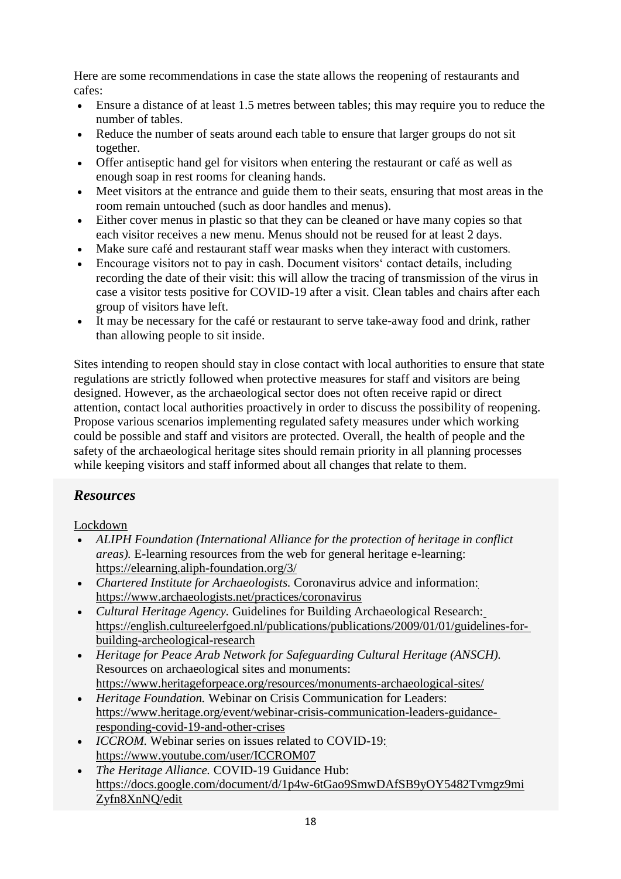Here are some recommendations in case the state allows the reopening of restaurants and cafes:

- Ensure a distance of at least 1.5 metres between tables; this may require you to reduce the number of tables.
- Reduce the number of seats around each table to ensure that larger groups do not sit together.
- Offer antiseptic hand gel for visitors when entering the restaurant or café as well as enough soap in rest rooms for cleaning hands.
- Meet visitors at the entrance and guide them to their seats, ensuring that most areas in the room remain untouched (such as door handles and menus).
- Either cover menus in plastic so that they can be cleaned or have many copies so that each visitor receives a new menu. Menus should not be reused for at least 2 days.
- Make sure café and restaurant staff wear masks when they interact with customers.
- Encourage visitors not to pay in cash. Document visitors' contact details, including recording the date of their visit: this will allow the tracing of transmission of the virus in case a visitor tests positive for COVID-19 after a visit. Clean tables and chairs after each group of visitors have left.
- It may be necessary for the café or restaurant to serve take-away food and drink, rather than allowing people to sit inside.

Sites intending to reopen should stay in close contact with local authorities to ensure that state regulations are strictly followed when protective measures for staff and visitors are being designed. However, as the archaeological sector does not often receive rapid or direct attention, contact local authorities proactively in order to discuss the possibility of reopening. Propose various scenarios implementing regulated safety measures under which working could be possible and staff and visitors are protected. Overall, the health of people and the safety of the archaeological heritage sites should remain priority in all planning processes while keeping visitors and staff informed about all changes that relate to them.

## *Resources*

Lockdown

- *ALIPH Foundation (International Alliance for the protection of heritage in conflict areas).* E-learning resources from the web for general heritage e-learning: https://elearning.aliph-foundation.org/3/
- *Chartered Institute for Archaeologists.* Coronavirus advice and information: https://www.archaeologists.net/practices/coronavirus
- *Cultural Heritage Agency.* Guidelines for Building Archaeological Research: https://english.cultureelerfgoed.nl/publications/publications/2009/01/01/guidelines-for-building-archeological-research
- *Heritage for Peace Arab Network for Safeguarding Cultural Heritage (ANSCH).* Resources on archaeological sites and monuments: https://www.heritageforpeace.org/resources/monuments-archaeological-sites/
- *Heritage Foundation.* Webinar on Crisis Communication for Leaders: https://www.heritage.org/event/webinar-crisis-communication-leaders-guidance-responding-covid-19-and-other-crises
- *ICCROM.* Webinar series on issues related to COVID-19: https://www.youtube.com/user/ICCROM07
- *The Heritage Alliance.* COVID-19 Guidance Hub: https://docs.google.com/document/d/1p4w-6tGao9SmwDAfSB9yOY5482Tvmgz9miZyfn8XnNQ/edit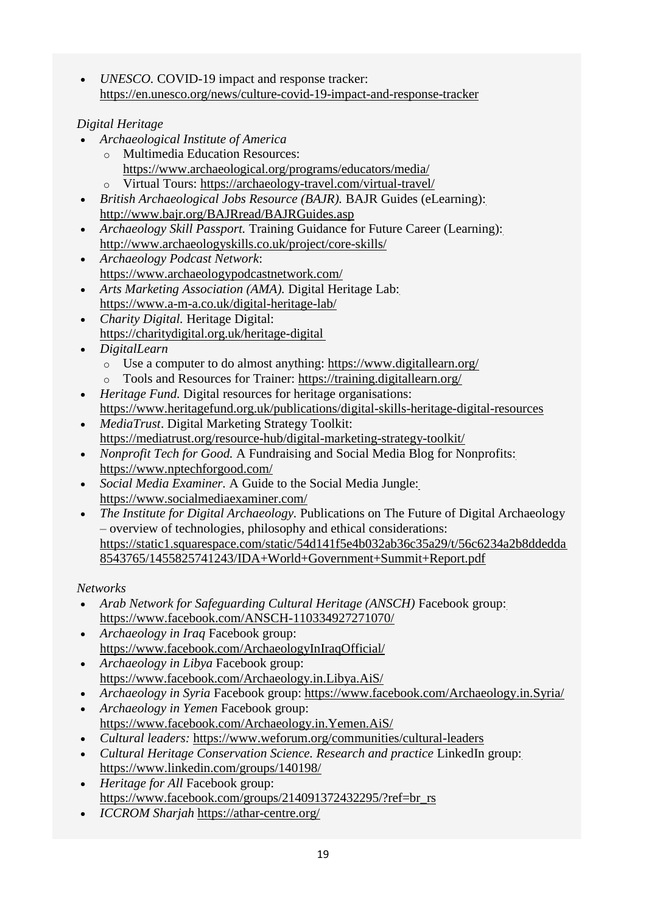- *UNESCO*. COVID-19 impact and response tracker: https://en.unesco.org/news/culture-covid-19-impact-and-response-tracker

*Digital Heritage*

- *Archaeological Institute of America*
  - Multimedia Education Resources: https://www.archaeological.org/programs/educators/media/
  - Virtual Tours: https://archaeology-travel.com/virtual-travel/
- *British Archaeological Jobs Resource (BAJR).* BAJR Guides (eLearning): http://www.bajr.org/BAJRread/BAJRGuides.asp
- *Archaeology Skill Passport.* Training Guidance for Future Career (Learning): http://www.archaeologyskills.co.uk/project/core-skills/
- *Archaeology Podcast Network*: https://www.archaeologypodcastnetwork.com/
- *Arts Marketing Association (AMA).* Digital Heritage Lab: https://www.a-m-a.co.uk/digital-heritage-lab/
- *Charity Digital.* Heritage Digital: https://charitydigital.org.uk/heritage-digital
- *DigitalLearn*
  - Use a computer to do almost anything: https://www.digitallearn.org/
  - Tools and Resources for Trainer: https://training.digitallearn.org/
- *Heritage Fund.* Digital resources for heritage organisations: https://www.heritagefund.org.uk/publications/digital-skills-heritage-digital-resources
- *MediaTrust*. Digital Marketing Strategy Toolkit: https://mediatrust.org/resource-hub/digital-marketing-strategy-toolkit/
- *Nonprofit Tech for Good.* A Fundraising and Social Media Blog for Nonprofits: https://www.nptechforgood.com/
- *Social Media Examiner.* A Guide to the Social Media Jungle: https://www.socialmediaexaminer.com/
- *The Institute for Digital Archaeology.* Publications on The Future of Digital Archaeology – overview of technologies, philosophy and ethical considerations: https://static1.squarespace.com/static/54d141f5e4b032ab36c35a29/t/56c6234a2b8ddedda8543765/1455825741243/IDA+World+Government+Summit+Report.pdf

*Networks*

- *Arab Network for Safeguarding Cultural Heritage (ANSCH)* Facebook group: https://www.facebook.com/ANSCH-110334927271070/
- *Archaeology in Iraq* Facebook group: https://www.facebook.com/ArchaeologyInIraqOfficial/
- *Archaeology in Libya* Facebook group: https://www.facebook.com/Archaeology.in.Libya.AiS/
- *Archaeology in Syria* Facebook group: https://www.facebook.com/Archaeology.in.Syria/
- *Archaeology in Yemen* Facebook group: https://www.facebook.com/Archaeology.in.Yemen.AiS/
- *Cultural leaders:* https://www.weforum.org/communities/cultural-leaders
- *Cultural Heritage Conservation Science. Research and practice* LinkedIn group: https://www.linkedin.com/groups/140198/
- *Heritage for All* Facebook group: https://www.facebook.com/groups/214091372432295/?ref=br_rs
- *ICCROM Sharjah* https://athar-centre.org/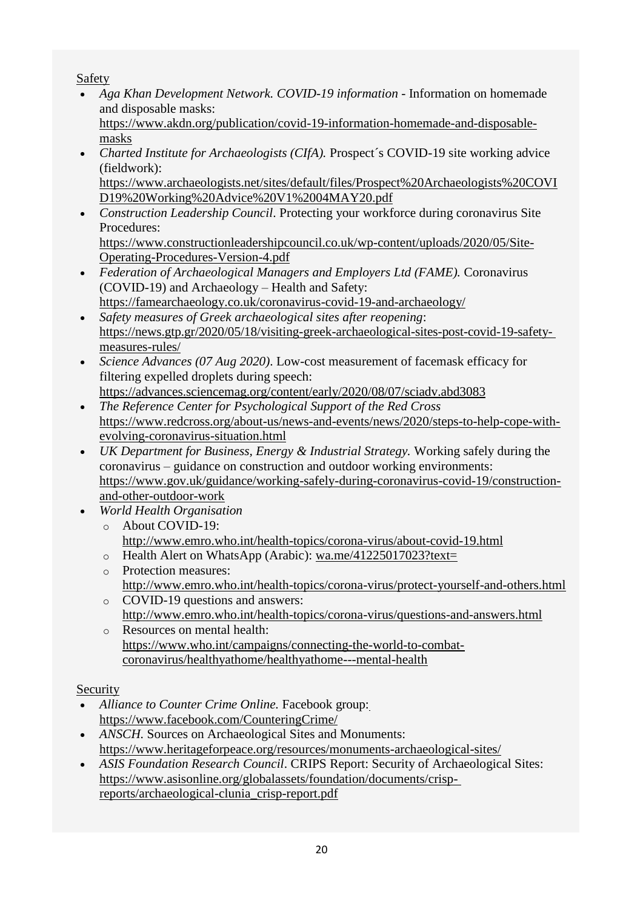Safety

- *Aga Khan Development Network. COVID-19 information* - Information on homemade and disposable masks: https://www.akdn.org/publication/covid-19-information-homemade-and-disposable-masks
- *Charted Institute for Archaeologists (CIfA).* Prospect´s COVID-19 site working advice (fieldwork): https://www.archaeologists.net/sites/default/files/Prospect%20Archaeologists%20COVID19%20Working%20Advice%20V1%2004MAY20.pdf
- *Construction Leadership Council*. Protecting your workforce during coronavirus Site Procedures: https://www.constructionleadershipcouncil.co.uk/wp-content/uploads/2020/05/Site-Operating-Procedures-Version-4.pdf
- *Federation of Archaeological Managers and Employers Ltd (FAME).* Coronavirus (COVID-19) and Archaeology – Health and Safety: https://famearchaeology.co.uk/coronavirus-covid-19-and-archaeology/
- *Safety measures of Greek archaeological sites after reopening*: https://news.gtp.gr/2020/05/18/visiting-greek-archaeological-sites-post-covid-19-safety-measures-rules/
- *Science Advances (07 Aug 2020)*. Low-cost measurement of facemask efficacy for filtering expelled droplets during speech: https://advances.sciencemag.org/content/early/2020/08/07/sciadv.abd3083
- *The Reference Center for Psychological Support of the Red Cross* https://www.redcross.org/about-us/news-and-events/news/2020/steps-to-help-cope-with-evolving-coronavirus-situation.html
- *UK Department for Business, Energy & Industrial Strategy.* Working safely during the coronavirus – guidance on construction and outdoor working environments: https://www.gov.uk/guidance/working-safely-during-coronavirus-covid-19/construction-and-other-outdoor-work
- *World Health Organisation*
  - About COVID-19: http://www.emro.who.int/health-topics/corona-virus/about-covid-19.html
  - Health Alert on WhatsApp (Arabic): wa.me/41225017023?text=
  - Protection measures: http://www.emro.who.int/health-topics/corona-virus/protect-yourself-and-others.html
  - COVID-19 questions and answers: http://www.emro.who.int/health-topics/corona-virus/questions-and-answers.html
  - Resources on mental health: https://www.who.int/campaigns/connecting-the-world-to-combat-coronavirus/healthyathome/healthyathome---mental-health

Security

- *Alliance to Counter Crime Online.* Facebook group: https://www.facebook.com/CounteringCrime/
- *ANSCH.* Sources on Archaeological Sites and Monuments: https://www.heritageforpeace.org/resources/monuments-archaeological-sites/
- *ASIS Foundation Research Council*. CRIPS Report: Security of Archaeological Sites: https://www.asisonline.org/globalassets/foundation/documents/crisp-reports/archaeological-clunia_crisp-report.pdf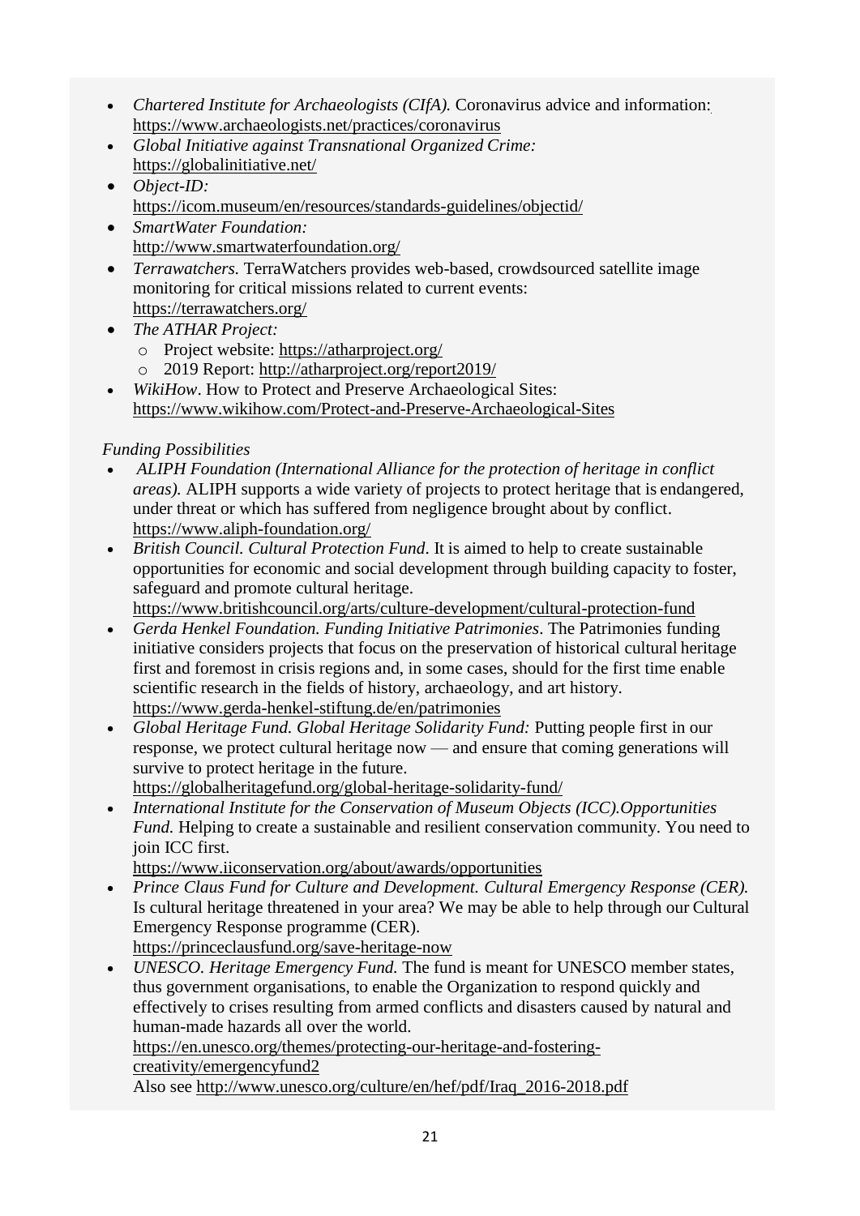- *Chartered Institute for Archaeologists (CIfA).* Coronavirus advice and information: https://www.archaeologists.net/practices/coronavirus
- *Global Initiative against Transnational Organized Crime:* https://globalinitiative.net/
- *Object-ID:* https://icom.museum/en/resources/standards-guidelines/objectid/
- *SmartWater Foundation:* http://www.smartwaterfoundation.org/
- *Terrawatchers.* TerraWatchers provides web-based, crowdsourced satellite image monitoring for critical missions related to current events: https://terrawatchers.org/
- *The ATHAR Project:*
  - Project website: https://atharproject.org/
  - 2019 Report: http://atharproject.org/report2019/
- *WikiHow*. How to Protect and Preserve Archaeological Sites: https://www.wikihow.com/Protect-and-Preserve-Archaeological-Sites

*Funding Possibilities*

- *ALIPH Foundation (International Alliance for the protection of heritage in conflict areas).* ALIPH supports a wide variety of projects to protect heritage that is endangered, under threat or which has suffered from negligence brought about by conflict. https://www.aliph-foundation.org/
- *British Council. Cultural Protection Fund*. It is aimed to help to create sustainable opportunities for economic and social development through building capacity to foster, safeguard and promote cultural heritage. https://www.britishcouncil.org/arts/culture-development/cultural-protection-fund
- *Gerda Henkel Foundation. Funding Initiative Patrimonies*. The Patrimonies funding initiative considers projects that focus on the preservation of historical cultural heritage first and foremost in crisis regions and, in some cases, should for the first time enable scientific research in the fields of history, archaeology, and art history. https://www.gerda-henkel-stiftung.de/en/patrimonies
- *Global Heritage Fund. Global Heritage Solidarity Fund:* Putting people first in our response, we protect cultural heritage now — and ensure that coming generations will survive to protect heritage in the future. https://globalheritagefund.org/global-heritage-solidarity-fund/
- *International Institute for the Conservation of Museum Objects (ICC).Opportunities Fund.* Helping to create a sustainable and resilient conservation community. You need to join ICC first. https://www.iiconservation.org/about/awards/opportunities
- *Prince Claus Fund for Culture and Development. Cultural Emergency Response (CER).* Is cultural heritage threatened in your area? We may be able to help through our Cultural Emergency Response programme (CER). https://princeclausfund.org/save-heritage-now
- *UNESCO. Heritage Emergency Fund.* The fund is meant for UNESCO member states, thus government organisations, to enable the Organization to respond quickly and effectively to crises resulting from armed conflicts and disasters caused by natural and human-made hazards all over the world. https://en.unesco.org/themes/protecting-our-heritage-and-fostering-creativity/emergencyfund2
  Also see http://www.unesco.org/culture/en/hef/pdf/Iraq_2016-2018.pdf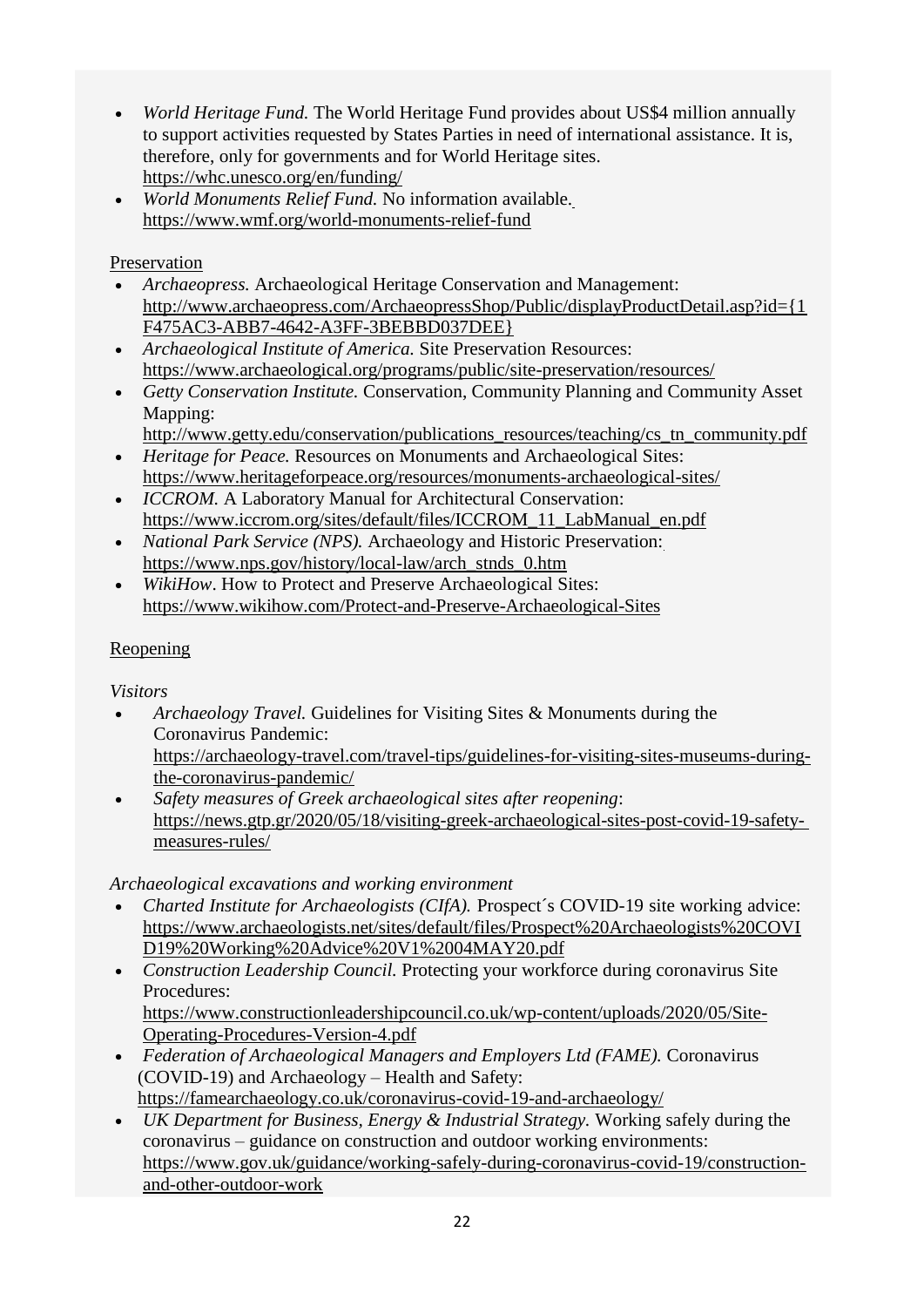- *World Heritage Fund.* The World Heritage Fund provides about US$4 million annually to support activities requested by States Parties in need of international assistance. It is, therefore, only for governments and for World Heritage sites. https://whc.unesco.org/en/funding/
- *World Monuments Relief Fund.* No information available. https://www.wmf.org/world-monuments-relief-fund

Preservation

- *Archaeopress.* Archaeological Heritage Conservation and Management: http://www.archaeopress.com/ArchaeopressShop/Public/displayProductDetail.asp?id={1F475AC3-ABB7-4642-A3FF-3BEBBD037DEE}
- *Archaeological Institute of America.* Site Preservation Resources: https://www.archaeological.org/programs/public/site-preservation/resources/
- *Getty Conservation Institute.* Conservation, Community Planning and Community Asset Mapping: http://www.getty.edu/conservation/publications_resources/teaching/cs_tn_community.pdf
- *Heritage for Peace.* Resources on Monuments and Archaeological Sites: https://www.heritageforpeace.org/resources/monuments-archaeological-sites/
- *ICCROM.* A Laboratory Manual for Architectural Conservation: https://www.iccrom.org/sites/default/files/ICCROM_11_LabManual_en.pdf
- *National Park Service (NPS).* Archaeology and Historic Preservation: https://www.nps.gov/history/local-law/arch_stnds_0.htm
- *WikiHow*. How to Protect and Preserve Archaeological Sites: https://www.wikihow.com/Protect-and-Preserve-Archaeological-Sites

Reopening

*Visitors*

- *Archaeology Travel.* Guidelines for Visiting Sites & Monuments during the Coronavirus Pandemic: https://archaeology-travel.com/travel-tips/guidelines-for-visiting-sites-museums-during-the-coronavirus-pandemic/
- *Safety measures of Greek archaeological sites after reopening*: https://news.gtp.gr/2020/05/18/visiting-greek-archaeological-sites-post-covid-19-safety-measures-rules/

*Archaeological excavations and working environment*

- *Charted Institute for Archaeologists (CIfA).* Prospect´s COVID-19 site working advice: https://www.archaeologists.net/sites/default/files/Prospect%20Archaeologists%20COVID19%20Working%20Advice%20V1%2004MAY20.pdf
- *Construction Leadership Council.* Protecting your workforce during coronavirus Site Procedures: https://www.constructionleadershipcouncil.co.uk/wp-content/uploads/2020/05/Site-Operating-Procedures-Version-4.pdf
- *Federation of Archaeological Managers and Employers Ltd (FAME).* Coronavirus (COVID-19) and Archaeology – Health and Safety: https://famearchaeology.co.uk/coronavirus-covid-19-and-archaeology/
- *UK Department for Business, Energy & Industrial Strategy.* Working safely during the coronavirus – guidance on construction and outdoor working environments: https://www.gov.uk/guidance/working-safely-during-coronavirus-covid-19/construction-and-other-outdoor-work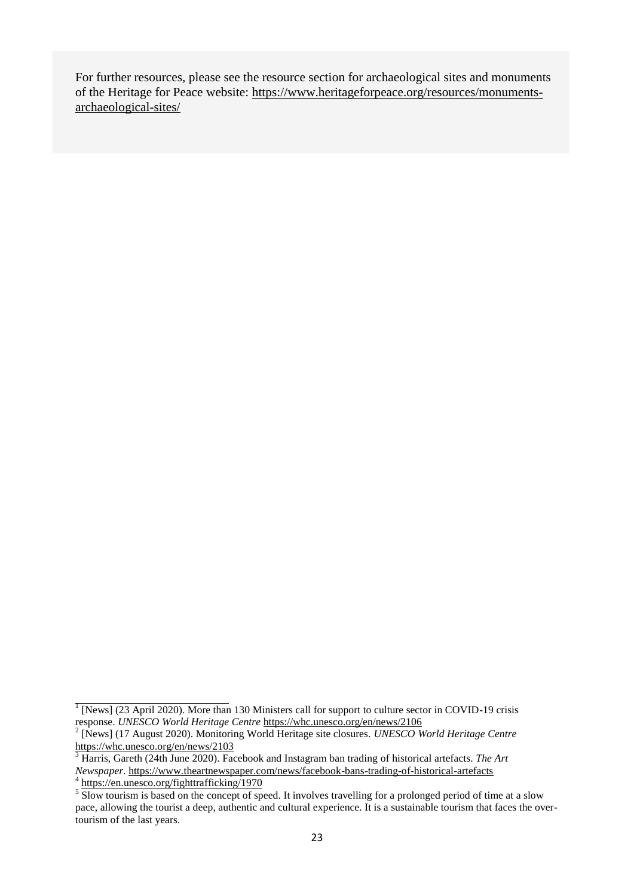For further resources, please see the resource section for archaeological sites and monuments of the Heritage for Peace website: https://www.heritageforpeace.org/resources/monuments-archaeological-sites/

---

[1] [News] (23 April 2020). More than 130 Ministers call for support to culture sector in COVID-19 crisis response. *UNESCO World Heritage Centre* https://whc.unesco.org/en/news/2106

[2] [News] (17 August 2020). Monitoring World Heritage site closures. *UNESCO World Heritage Centre* https://whc.unesco.org/en/news/2103

[3] Harris, Gareth (24th June 2020). Facebook and Instagram ban trading of historical artefacts. *The Art Newspaper*. https://www.theartnewspaper.com/news/facebook-bans-trading-of-historical-artefacts

[4] https://en.unesco.org/fighttrafficking/1970

[5] Slow tourism is based on the concept of speed. It involves travelling for a prolonged period of time at a slow pace, allowing the tourist a deep, authentic and cultural experience. It is a sustainable tourism that faces the over-tourism of the last years.